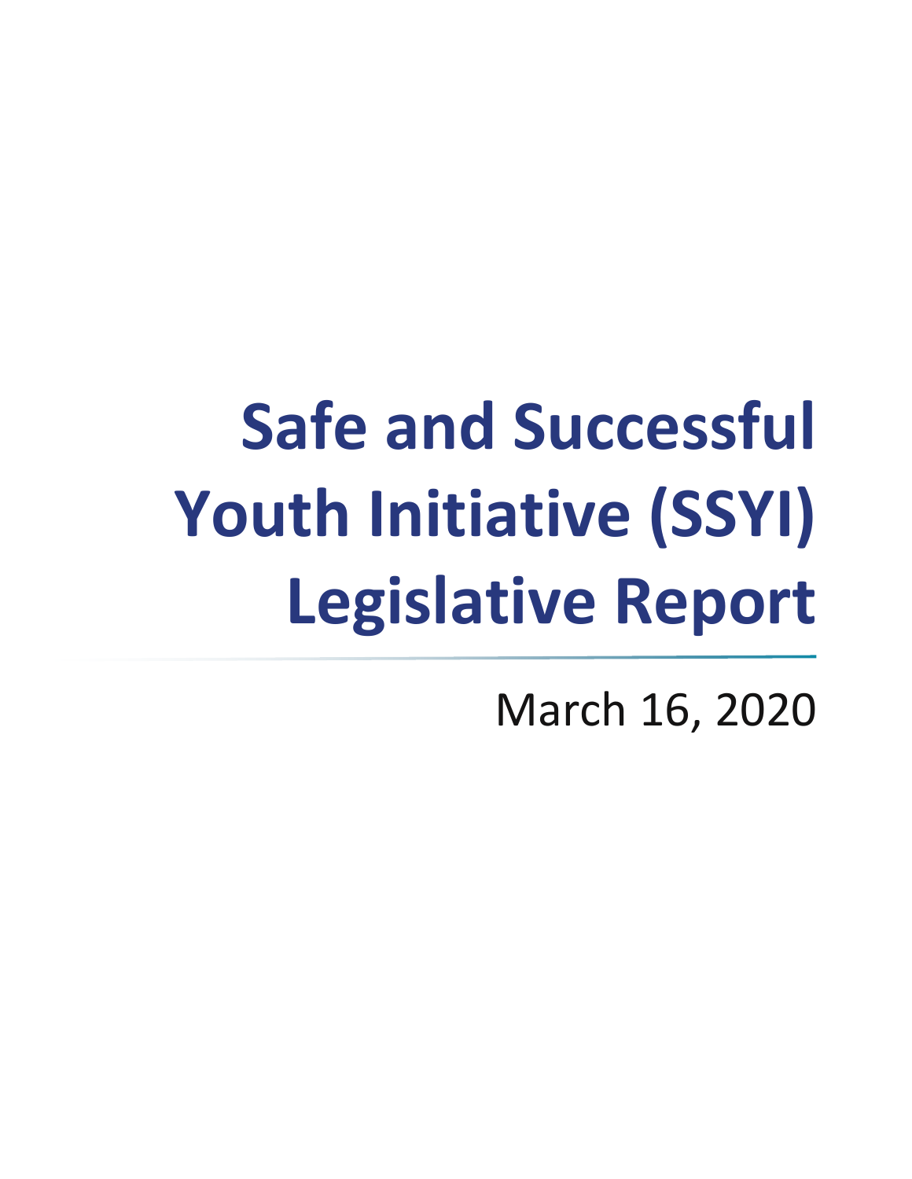# Safe and Successful Youth Initiative (SSYI) Legislative Report

March 16, 2020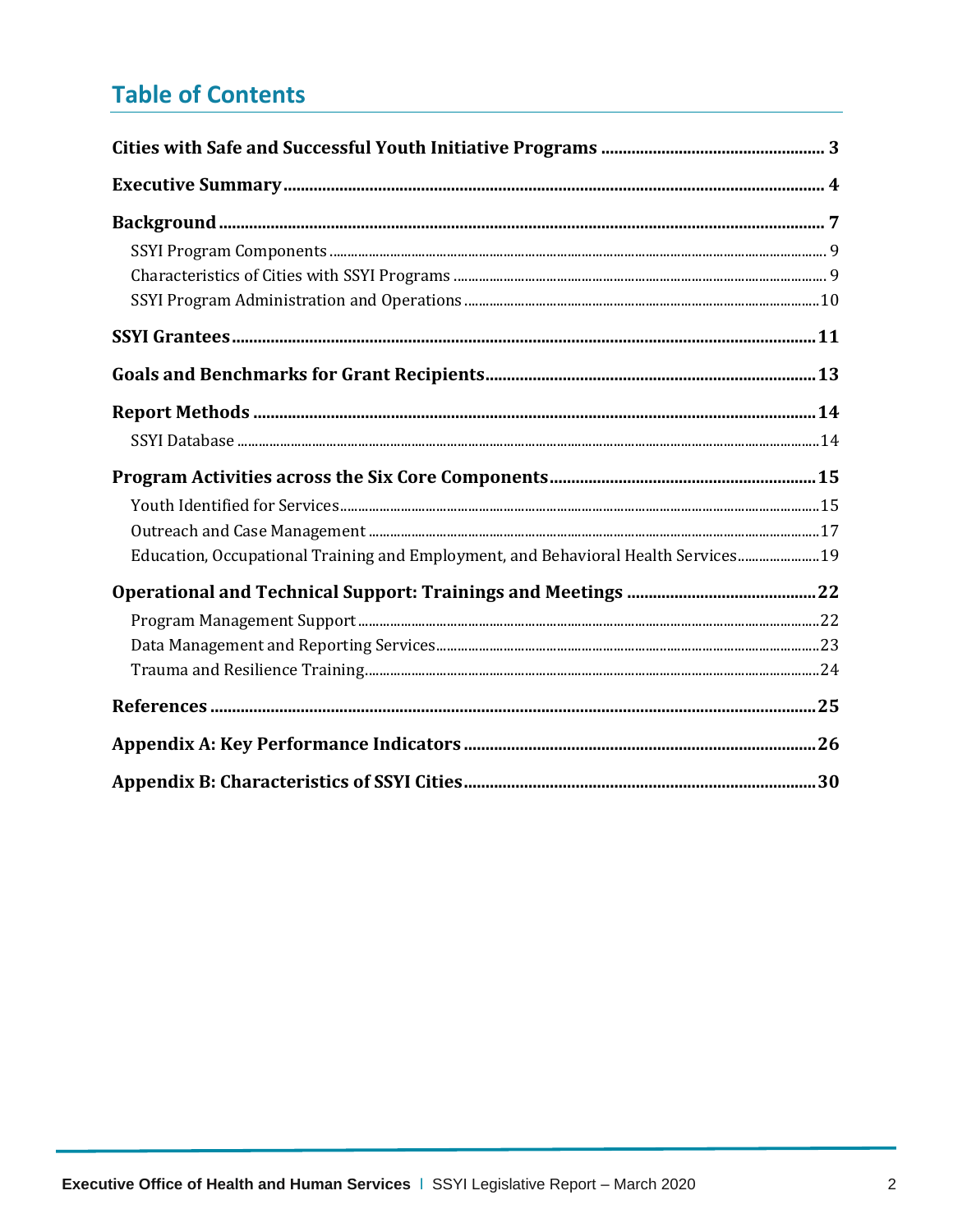## Table of Contents

**Cities with Safe and Successful Youth Initiative Programs** .... 3

**Executive Summary** .... 4

**Background** .... 7

- SSYI Program Components .... 9
- Characteristics of Cities with SSYI Programs .... 9
- SSYI Program Administration and Operations .... 10

**SSYI Grantees** .... 11

**Goals and Benchmarks for Grant Recipients** .... 13

**Report Methods** .... 14

- SSYI Database .... 14

**Program Activities across the Six Core Components** .... 15

- Youth Identified for Services .... 15
- Outreach and Case Management .... 17
- Education, Occupational Training and Employment, and Behavioral Health Services .... 19

**Operational and Technical Support: Trainings and Meetings** .... 22

- Program Management Support .... 22
- Data Management and Reporting Services .... 23
- Trauma and Resilience Training .... 24

**References** .... 25

**Appendix A: Key Performance Indicators** .... 26

**Appendix B: Characteristics of SSYI Cities** .... 30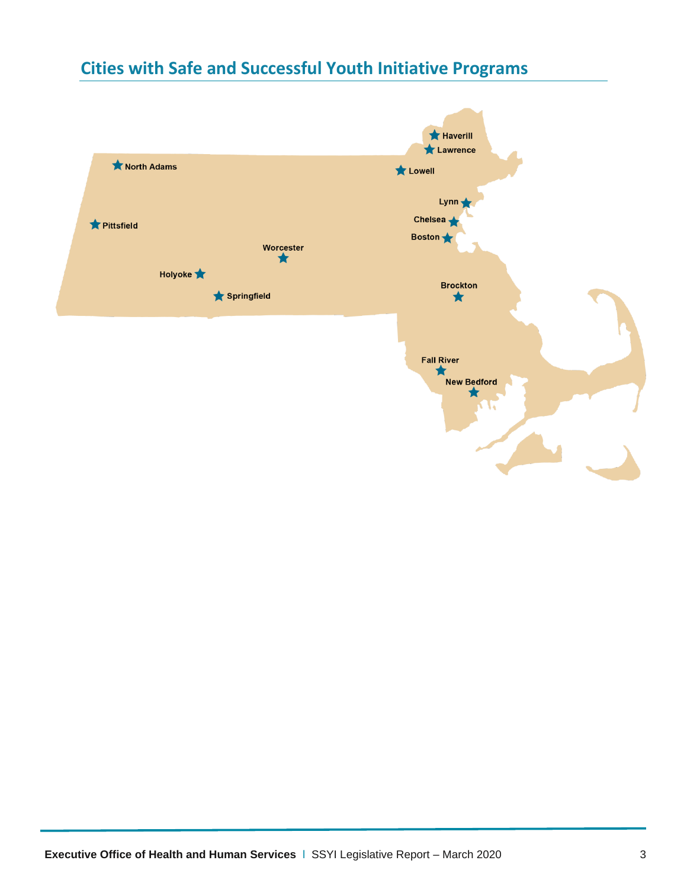## Cities with Safe and Successful Youth Initiative Programs

North Adams

Pittsfield

Worcester

Holyoke

Springfield

Haverill

Lawrence

Lowell

Lynn

Chelsea

Boston

Brockton

Fall River

New Bedford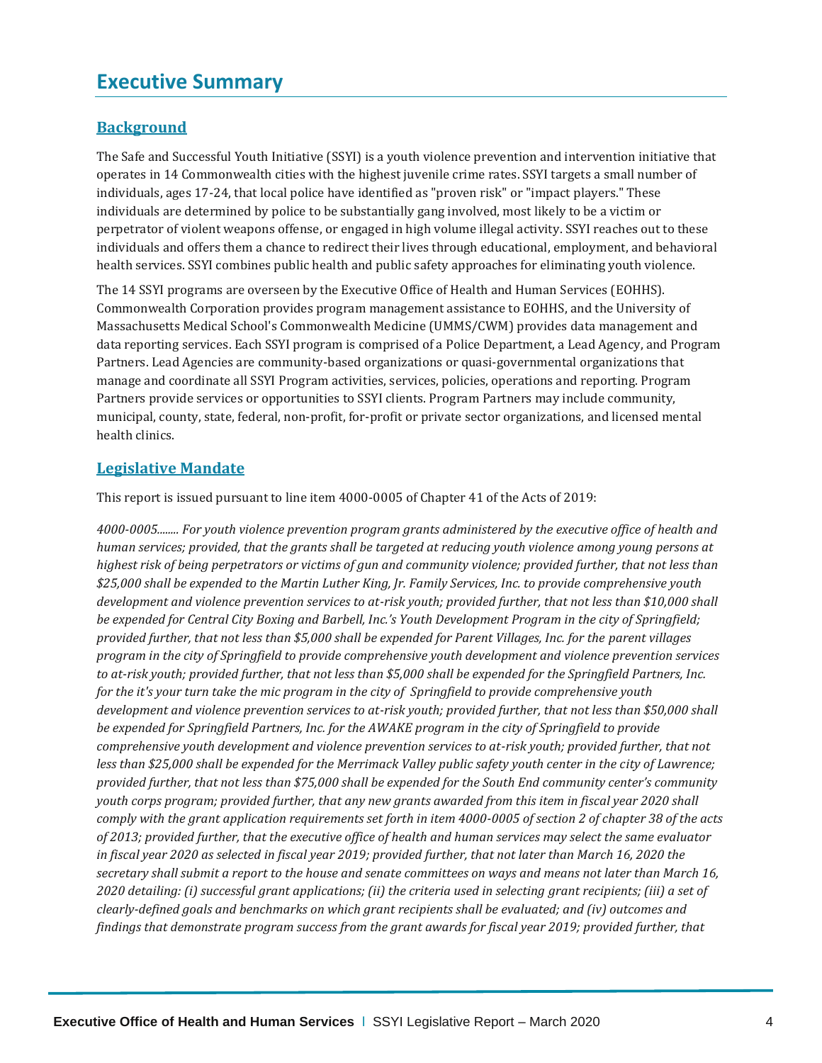# Executive Summary

## Background

The Safe and Successful Youth Initiative (SSYI) is a youth violence prevention and intervention initiative that operates in 14 Commonwealth cities with the highest juvenile crime rates. SSYI targets a small number of individuals, ages 17-24, that local police have identified as "proven risk" or "impact players." These individuals are determined by police to be substantially gang involved, most likely to be a victim or perpetrator of violent weapons offense, or engaged in high volume illegal activity. SSYI reaches out to these individuals and offers them a chance to redirect their lives through educational, employment, and behavioral health services. SSYI combines public health and public safety approaches for eliminating youth violence.

The 14 SSYI programs are overseen by the Executive Office of Health and Human Services (EOHHS). Commonwealth Corporation provides program management assistance to EOHHS, and the University of Massachusetts Medical School's Commonwealth Medicine (UMMS/CWM) provides data management and data reporting services. Each SSYI program is comprised of a Police Department, a Lead Agency, and Program Partners. Lead Agencies are community-based organizations or quasi-governmental organizations that manage and coordinate all SSYI Program activities, services, policies, operations and reporting. Program Partners provide services or opportunities to SSYI clients. Program Partners may include community, municipal, county, state, federal, non-profit, for-profit or private sector organizations, and licensed mental health clinics.

## Legislative Mandate

This report is issued pursuant to line item 4000-0005 of Chapter 41 of the Acts of 2019:

*4000-0005........ For youth violence prevention program grants administered by the executive office of health and human services; provided, that the grants shall be targeted at reducing youth violence among young persons at highest risk of being perpetrators or victims of gun and community violence; provided further, that not less than $25,000 shall be expended to the Martin Luther King, Jr. Family Services, Inc. to provide comprehensive youth development and violence prevention services to at-risk youth; provided further, that not less than $10,000 shall be expended for Central City Boxing and Barbell, Inc.'s Youth Development Program in the city of Springfield; provided further, that not less than $5,000 shall be expended for Parent Villages, Inc. for the parent villages program in the city of Springfield to provide comprehensive youth development and violence prevention services to at-risk youth; provided further, that not less than $5,000 shall be expended for the Springfield Partners, Inc. for the it's your turn take the mic program in the city of Springfield to provide comprehensive youth development and violence prevention services to at-risk youth; provided further, that not less than $50,000 shall be expended for Springfield Partners, Inc. for the AWAKE program in the city of Springfield to provide comprehensive youth development and violence prevention services to at-risk youth; provided further, that not less than $25,000 shall be expended for the Merrimack Valley public safety youth center in the city of Lawrence; provided further, that not less than $75,000 shall be expended for the South End community center's community youth corps program; provided further, that any new grants awarded from this item in fiscal year 2020 shall comply with the grant application requirements set forth in item 4000-0005 of section 2 of chapter 38 of the acts of 2013; provided further, that the executive office of health and human services may select the same evaluator in fiscal year 2020 as selected in fiscal year 2019; provided further, that not later than March 16, 2020 the secretary shall submit a report to the house and senate committees on ways and means not later than March 16, 2020 detailing: (i) successful grant applications; (ii) the criteria used in selecting grant recipients; (iii) a set of clearly-defined goals and benchmarks on which grant recipients shall be evaluated; and (iv) outcomes and findings that demonstrate program success from the grant awards for fiscal year 2019; provided further, that*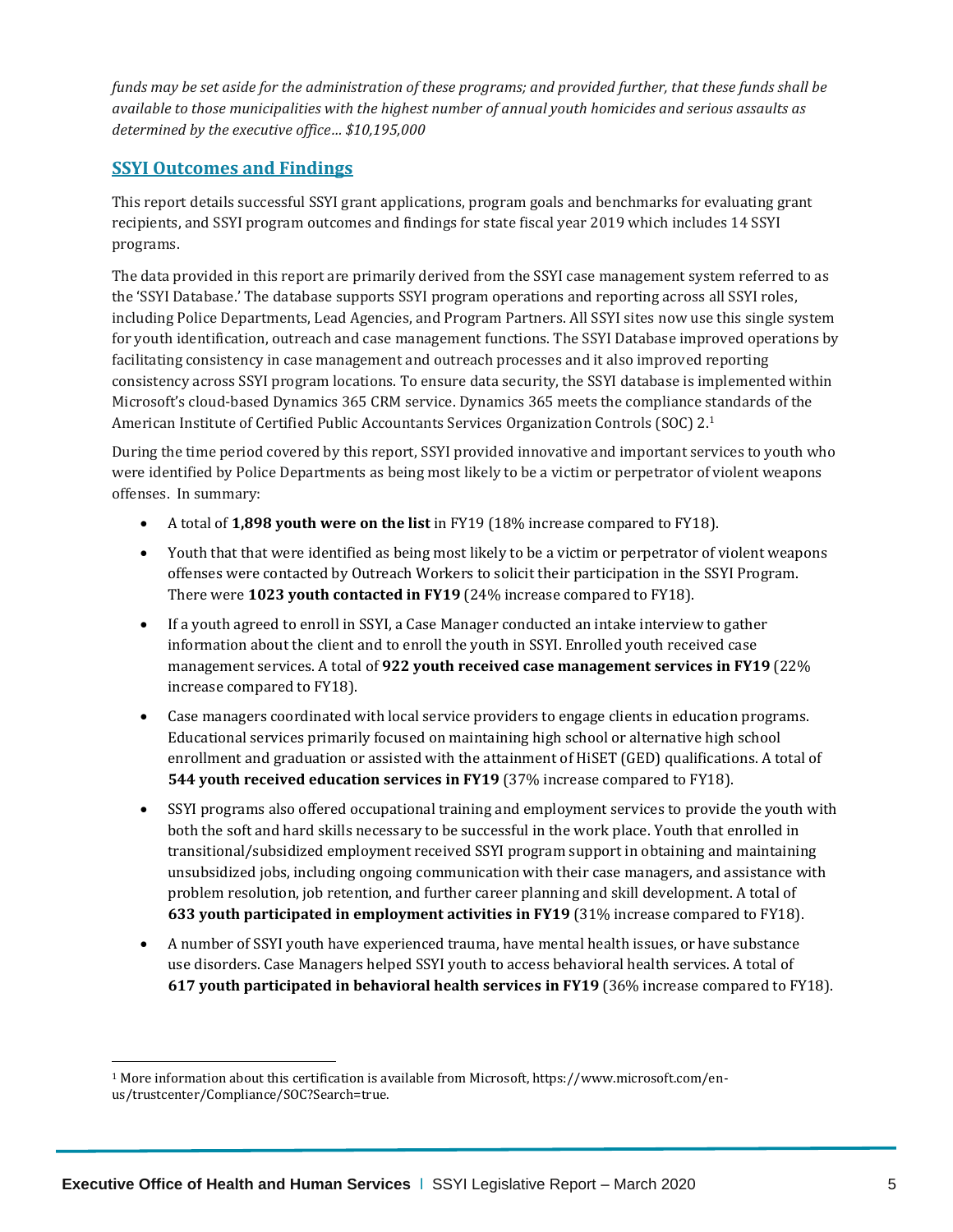*funds may be set aside for the administration of these programs; and provided further, that these funds shall be available to those municipalities with the highest number of annual youth homicides and serious assaults as determined by the executive office… $10,195,000*

## SSYI Outcomes and Findings

This report details successful SSYI grant applications, program goals and benchmarks for evaluating grant recipients, and SSYI program outcomes and findings for state fiscal year 2019 which includes 14 SSYI programs.

The data provided in this report are primarily derived from the SSYI case management system referred to as the 'SSYI Database.' The database supports SSYI program operations and reporting across all SSYI roles, including Police Departments, Lead Agencies, and Program Partners. All SSYI sites now use this single system for youth identification, outreach and case management functions. The SSYI Database improved operations by facilitating consistency in case management and outreach processes and it also improved reporting consistency across SSYI program locations. To ensure data security, the SSYI database is implemented within Microsoft's cloud-based Dynamics 365 CRM service. Dynamics 365 meets the compliance standards of the American Institute of Certified Public Accountants Services Organization Controls (SOC) 2.[1]

During the time period covered by this report, SSYI provided innovative and important services to youth who were identified by Police Departments as being most likely to be a victim or perpetrator of violent weapons offenses. In summary:

- A total of **1,898 youth were on the list** in FY19 (18% increase compared to FY18).
- Youth that that were identified as being most likely to be a victim or perpetrator of violent weapons offenses were contacted by Outreach Workers to solicit their participation in the SSYI Program. There were **1023 youth contacted in FY19** (24% increase compared to FY18).
- If a youth agreed to enroll in SSYI, a Case Manager conducted an intake interview to gather information about the client and to enroll the youth in SSYI. Enrolled youth received case management services. A total of **922 youth received case management services in FY19** (22% increase compared to FY18).
- Case managers coordinated with local service providers to engage clients in education programs. Educational services primarily focused on maintaining high school or alternative high school enrollment and graduation or assisted with the attainment of HiSET (GED) qualifications. A total of **544 youth received education services in FY19** (37% increase compared to FY18).
- SSYI programs also offered occupational training and employment services to provide the youth with both the soft and hard skills necessary to be successful in the work place. Youth that enrolled in transitional/subsidized employment received SSYI program support in obtaining and maintaining unsubsidized jobs, including ongoing communication with their case managers, and assistance with problem resolution, job retention, and further career planning and skill development. A total of **633 youth participated in employment activities in FY19** (31% increase compared to FY18).
- A number of SSYI youth have experienced trauma, have mental health issues, or have substance use disorders. Case Managers helped SSYI youth to access behavioral health services. A total of **617 youth participated in behavioral health services in FY19** (36% increase compared to FY18).

[1] More information about this certification is available from Microsoft, https://www.microsoft.com/en-us/trustcenter/Compliance/SOC?Search=true.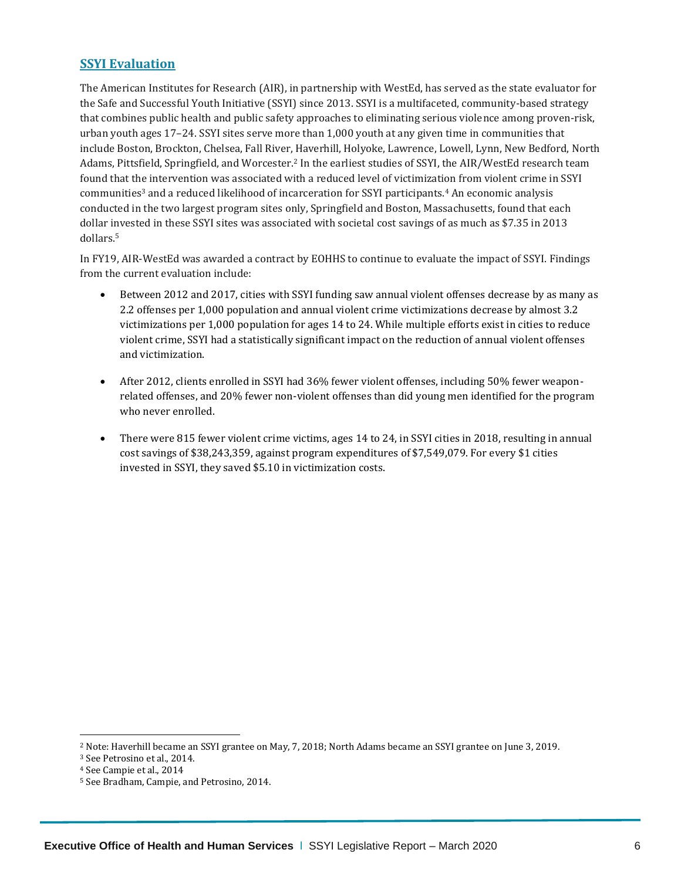## SSYI Evaluation

The American Institutes for Research (AIR), in partnership with WestEd, has served as the state evaluator for the Safe and Successful Youth Initiative (SSYI) since 2013. SSYI is a multifaceted, community-based strategy that combines public health and public safety approaches to eliminating serious violence among proven-risk, urban youth ages 17–24. SSYI sites serve more than 1,000 youth at any given time in communities that include Boston, Brockton, Chelsea, Fall River, Haverhill, Holyoke, Lawrence, Lowell, Lynn, New Bedford, North Adams, Pittsfield, Springfield, and Worcester.[2] In the earliest studies of SSYI, the AIR/WestEd research team found that the intervention was associated with a reduced level of victimization from violent crime in SSYI communities[3] and a reduced likelihood of incarceration for SSYI participants.[4] An economic analysis conducted in the two largest program sites only, Springfield and Boston, Massachusetts, found that each dollar invested in these SSYI sites was associated with societal cost savings of as much as $7.35 in 2013 dollars.[5]

In FY19, AIR-WestEd was awarded a contract by EOHHS to continue to evaluate the impact of SSYI. Findings from the current evaluation include:

- Between 2012 and 2017, cities with SSYI funding saw annual violent offenses decrease by as many as 2.2 offenses per 1,000 population and annual violent crime victimizations decrease by almost 3.2 victimizations per 1,000 population for ages 14 to 24. While multiple efforts exist in cities to reduce violent crime, SSYI had a statistically significant impact on the reduction of annual violent offenses and victimization.
- After 2012, clients enrolled in SSYI had 36% fewer violent offenses, including 50% fewer weapon-related offenses, and 20% fewer non-violent offenses than did young men identified for the program who never enrolled.
- There were 815 fewer violent crime victims, ages 14 to 24, in SSYI cities in 2018, resulting in annual cost savings of $38,243,359, against program expenditures of $7,549,079. For every $1 cities invested in SSYI, they saved $5.10 in victimization costs.

---

[2] Note: Haverhill became an SSYI grantee on May, 7, 2018; North Adams became an SSYI grantee on June 3, 2019.

[3] See Petrosino et al., 2014.

[4] See Campie et al., 2014

[5] See Bradham, Campie, and Petrosino, 2014.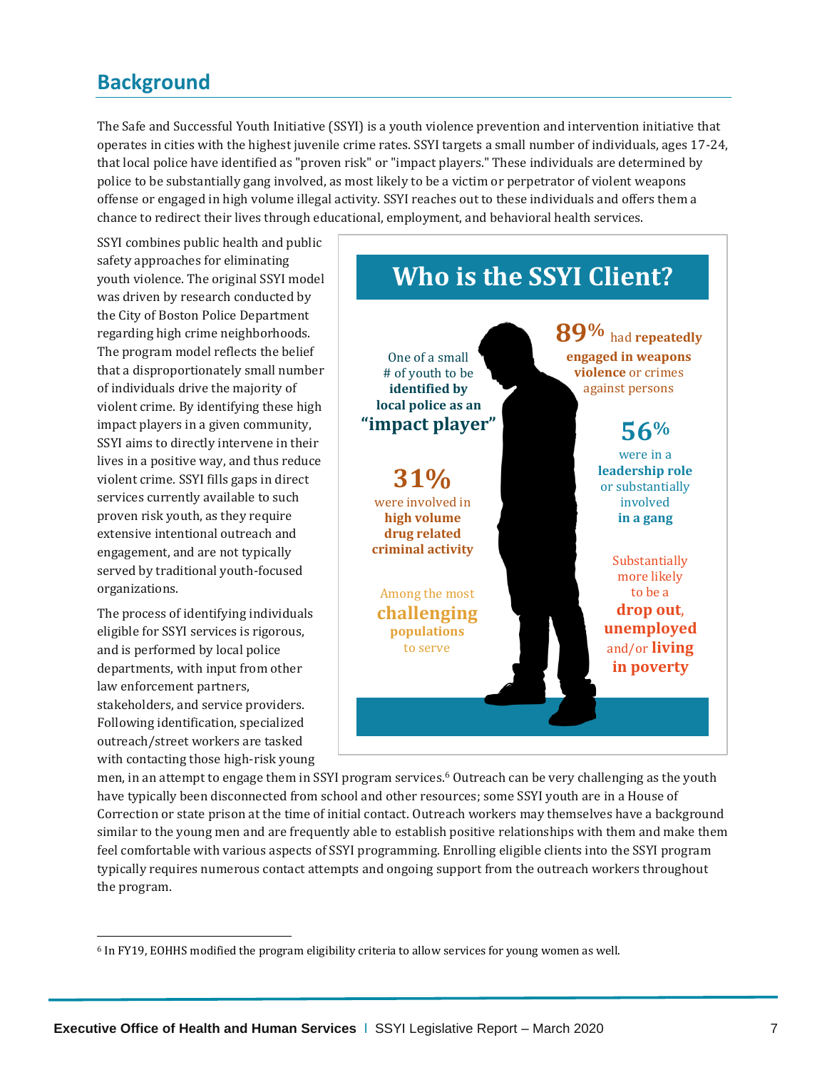## Background

The Safe and Successful Youth Initiative (SSYI) is a youth violence prevention and intervention initiative that operates in cities with the highest juvenile crime rates. SSYI targets a small number of individuals, ages 17-24, that local police have identified as "proven risk" or "impact players." These individuals are determined by police to be substantially gang involved, as most likely to be a victim or perpetrator of violent weapons offense or engaged in high volume illegal activity. SSYI reaches out to these individuals and offers them a chance to redirect their lives through educational, employment, and behavioral health services.

SSYI combines public health and public safety approaches for eliminating youth violence. The original SSYI model was driven by research conducted by the City of Boston Police Department regarding high crime neighborhoods. The program model reflects the belief that a disproportionately small number of individuals drive the majority of violent crime. By identifying these high impact players in a given community, SSYI aims to directly intervene in their lives in a positive way, and thus reduce violent crime. SSYI fills gaps in direct services currently available to such proven risk youth, as they require extensive intentional outreach and engagement, and are not typically served by traditional youth-focused organizations.

### Who is the SSYI Client?

- One of a small # of youth to be **identified by local police as an "impact player"**
- **31%** were involved in **high volume drug related criminal activity**
- Among the most **challenging populations** to serve
- **89%** had **repeatedly engaged in weapons violence** or crimes against persons
- **56%** were in a **leadership role** or substantially involved **in a gang**
- Substantially more likely to be a **drop out**, **unemployed** and/or **living in poverty**

The process of identifying individuals eligible for SSYI services is rigorous, and is performed by local police departments, with input from other law enforcement partners, stakeholders, and service providers. Following identification, specialized outreach/street workers are tasked with contacting those high-risk young men, in an attempt to engage them in SSYI program services.[6] Outreach can be very challenging as the youth have typically been disconnected from school and other resources; some SSYI youth are in a House of Correction or state prison at the time of initial contact. Outreach workers may themselves have a background similar to the young men and are frequently able to establish positive relationships with them and make them feel comfortable with various aspects of SSYI programming. Enrolling eligible clients into the SSYI program typically requires numerous contact attempts and ongoing support from the outreach workers throughout the program.

[6] In FY19, EOHHS modified the program eligibility criteria to allow services for young women as well.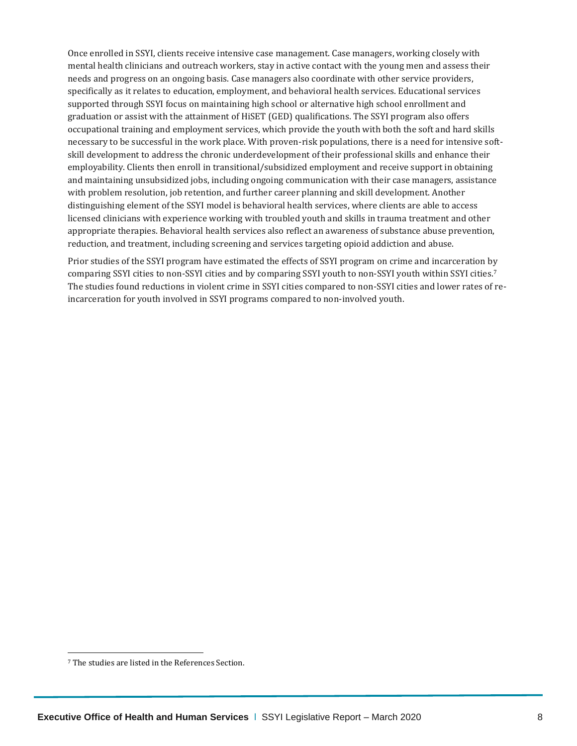Once enrolled in SSYI, clients receive intensive case management. Case managers, working closely with mental health clinicians and outreach workers, stay in active contact with the young men and assess their needs and progress on an ongoing basis. Case managers also coordinate with other service providers, specifically as it relates to education, employment, and behavioral health services. Educational services supported through SSYI focus on maintaining high school or alternative high school enrollment and graduation or assist with the attainment of HiSET (GED) qualifications. The SSYI program also offers occupational training and employment services, which provide the youth with both the soft and hard skills necessary to be successful in the work place. With proven-risk populations, there is a need for intensive soft-skill development to address the chronic underdevelopment of their professional skills and enhance their employability. Clients then enroll in transitional/subsidized employment and receive support in obtaining and maintaining unsubsidized jobs, including ongoing communication with their case managers, assistance with problem resolution, job retention, and further career planning and skill development. Another distinguishing element of the SSYI model is behavioral health services, where clients are able to access licensed clinicians with experience working with troubled youth and skills in trauma treatment and other appropriate therapies. Behavioral health services also reflect an awareness of substance abuse prevention, reduction, and treatment, including screening and services targeting opioid addiction and abuse.

Prior studies of the SSYI program have estimated the effects of SSYI program on crime and incarceration by comparing SSYI cities to non-SSYI cities and by comparing SSYI youth to non-SSYI youth within SSYI cities.[7] The studies found reductions in violent crime in SSYI cities compared to non-SSYI cities and lower rates of re-incarceration for youth involved in SSYI programs compared to non-involved youth.

[7] The studies are listed in the References Section.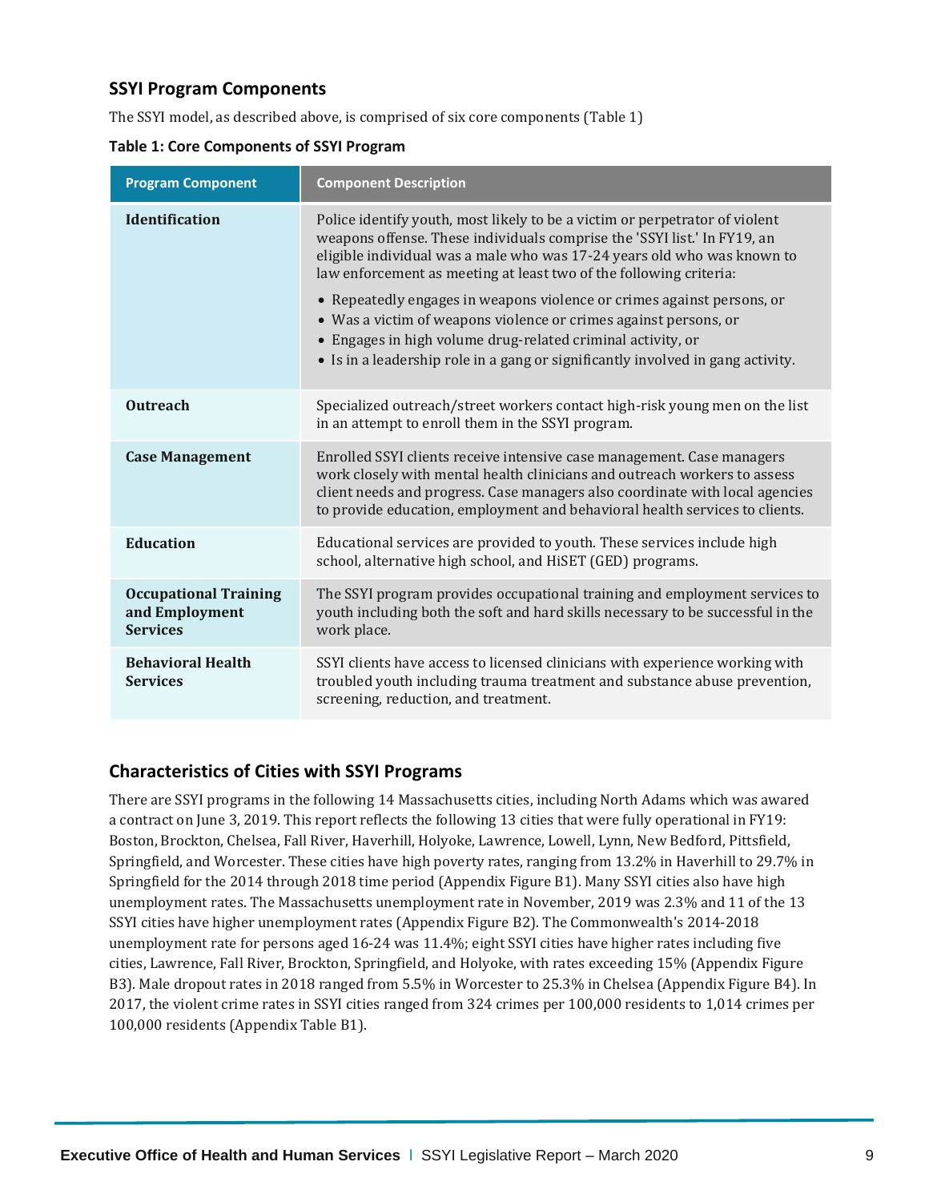## SSYI Program Components

The SSYI model, as described above, is comprised of six core components (Table 1)

**Table 1: Core Components of SSYI Program**

| Program Component | Component Description |
|---|---|
| **Identification** | Police identify youth, most likely to be a victim or perpetrator of violent weapons offense. These individuals comprise the 'SSYI list.' In FY19, an eligible individual was a male who was 17-24 years old who was known to law enforcement as meeting at least two of the following criteria:<br>• Repeatedly engages in weapons violence or crimes against persons, or<br>• Was a victim of weapons violence or crimes against persons, or<br>• Engages in high volume drug-related criminal activity, or<br>• Is in a leadership role in a gang or significantly involved in gang activity. |
| **Outreach** | Specialized outreach/street workers contact high-risk young men on the list in an attempt to enroll them in the SSYI program. |
| **Case Management** | Enrolled SSYI clients receive intensive case management. Case managers work closely with mental health clinicians and outreach workers to assess client needs and progress. Case managers also coordinate with local agencies to provide education, employment and behavioral health services to clients. |
| **Education** | Educational services are provided to youth. These services include high school, alternative high school, and HiSET (GED) programs. |
| **Occupational Training and Employment Services** | The SSYI program provides occupational training and employment services to youth including both the soft and hard skills necessary to be successful in the work place. |
| **Behavioral Health Services** | SSYI clients have access to licensed clinicians with experience working with troubled youth including trauma treatment and substance abuse prevention, screening, reduction, and treatment. |

## Characteristics of Cities with SSYI Programs

There are SSYI programs in the following 14 Massachusetts cities, including North Adams which was awared a contract on June 3, 2019. This report reflects the following 13 cities that were fully operational in FY19: Boston, Brockton, Chelsea, Fall River, Haverhill, Holyoke, Lawrence, Lowell, Lynn, New Bedford, Pittsfield, Springfield, and Worcester. These cities have high poverty rates, ranging from 13.2% in Haverhill to 29.7% in Springfield for the 2014 through 2018 time period (Appendix Figure B1). Many SSYI cities also have high unemployment rates. The Massachusetts unemployment rate in November, 2019 was 2.3% and 11 of the 13 SSYI cities have higher unemployment rates (Appendix Figure B2). The Commonwealth's 2014-2018 unemployment rate for persons aged 16-24 was 11.4%; eight SSYI cities have higher rates including five cities, Lawrence, Fall River, Brockton, Springfield, and Holyoke, with rates exceeding 15% (Appendix Figure B3). Male dropout rates in 2018 ranged from 5.5% in Worcester to 25.3% in Chelsea (Appendix Figure B4). In 2017, the violent crime rates in SSYI cities ranged from 324 crimes per 100,000 residents to 1,014 crimes per 100,000 residents (Appendix Table B1).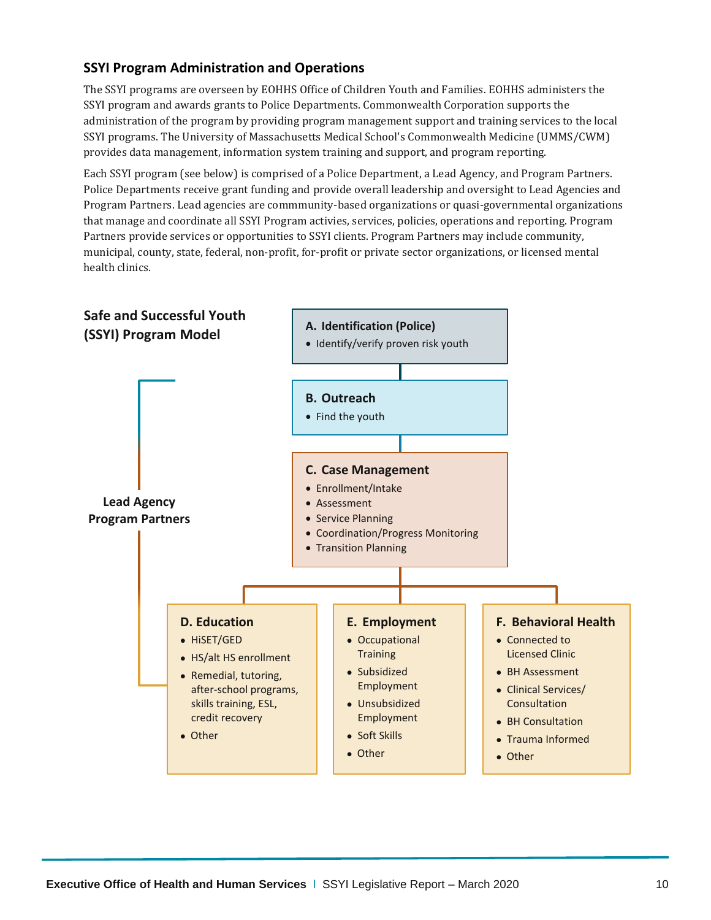### SSYI Program Administration and Operations

The SSYI programs are overseen by EOHHS Office of Children Youth and Families. EOHHS administers the SSYI program and awards grants to Police Departments. Commonwealth Corporation supports the administration of the program by providing program management support and training services to the local SSYI programs. The University of Massachusetts Medical School's Commonwealth Medicine (UMMS/CWM) provides data management, information system training and support, and program reporting.

Each SSYI program (see below) is comprised of a Police Department, a Lead Agency, and Program Partners. Police Departments receive grant funding and provide overall leadership and oversight to Lead Agencies and Program Partners. Lead agencies are commmunity-based organizations or quasi-governmental organizations that manage and coordinate all SSYI Program activies, services, policies, operations and reporting. Program Partners provide services or opportunities to SSYI clients. Program Partners may include community, municipal, county, state, federal, non-profit, for-profit or private sector organizations, or licensed mental health clinics.

### Safe and Successful Youth (SSYI) Program Model

**A. Identification (Police)**
- Identify/verify proven risk youth

**B. Outreach**
- Find the youth

**C. Case Management**
- Enrollment/Intake
- Assessment
- Service Planning
- Coordination/Progress Monitoring
- Transition Planning

**Lead Agency Program Partners**

**D. Education**
- HiSET/GED
- HS/alt HS enrollment
- Remedial, tutoring, after-school programs, skills training, ESL, credit recovery
- Other

**E. Employment**
- Occupational Training
- Subsidized Employment
- Unsubsidized Employment
- Soft Skills
- Other

**F. Behavioral Health**
- Connected to Licensed Clinic
- BH Assessment
- Clinical Services/ Consultation
- BH Consultation
- Trauma Informed
- Other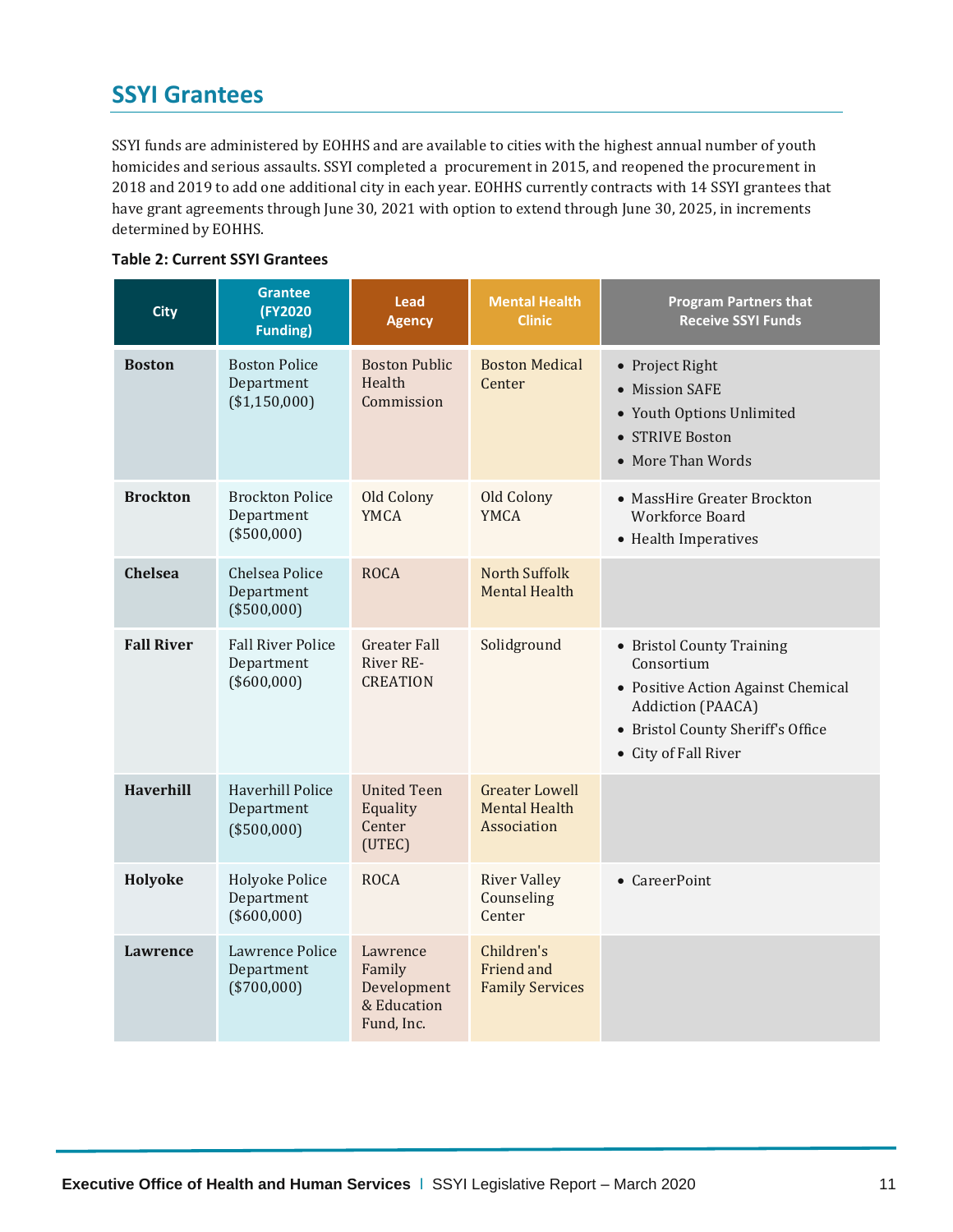## SSYI Grantees

SSYI funds are administered by EOHHS and are available to cities with the highest annual number of youth homicides and serious assaults. SSYI completed a procurement in 2015, and reopened the procurement in 2018 and 2019 to add one additional city in each year. EOHHS currently contracts with 14 SSYI grantees that have grant agreements through June 30, 2021 with option to extend through June 30, 2025, in increments determined by EOHHS.

**Table 2: Current SSYI Grantees**

| City | Grantee (FY2020 Funding) | Lead Agency | Mental Health Clinic | Program Partners that Receive SSYI Funds |
|---|---|---|---|---|
| **Boston** | Boston Police Department ($1,150,000) | Boston Public Health Commission | Boston Medical Center | • Project Right<br>• Mission SAFE<br>• Youth Options Unlimited<br>• STRIVE Boston<br>• More Than Words |
| **Brockton** | Brockton Police Department ($500,000) | Old Colony YMCA | Old Colony YMCA | • MassHire Greater Brockton Workforce Board<br>• Health Imperatives |
| **Chelsea** | Chelsea Police Department ($500,000) | ROCA | North Suffolk Mental Health | |
| **Fall River** | Fall River Police Department ($600,000) | Greater Fall River RE-CREATION | Solidground | • Bristol County Training Consortium<br>• Positive Action Against Chemical Addiction (PAACA)<br>• Bristol County Sheriff's Office<br>• City of Fall River |
| **Haverhill** | Haverhill Police Department ($500,000) | United Teen Equality Center (UTEC) | Greater Lowell Mental Health Association | |
| **Holyoke** | Holyoke Police Department ($600,000) | ROCA | River Valley Counseling Center | • CareerPoint |
| **Lawrence** | Lawrence Police Department ($700,000) | Lawrence Family Development & Education Fund, Inc. | Children's Friend and Family Services | |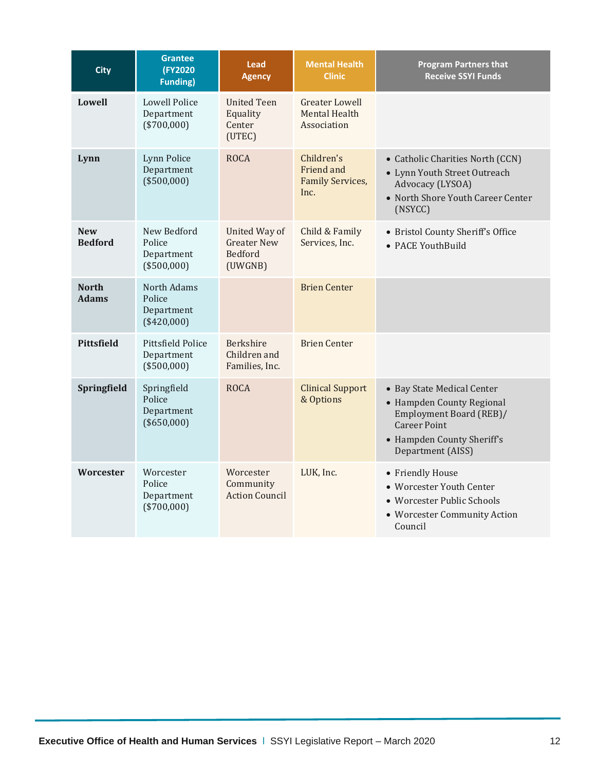| City | Grantee (FY2020 Funding) | Lead Agency | Mental Health Clinic | Program Partners that Receive SSYI Funds |
|---|---|---|---|---|
| **Lowell** | Lowell Police Department ($700,000) | United Teen Equality Center (UTEC) | Greater Lowell Mental Health Association | |
| **Lynn** | Lynn Police Department ($500,000) | ROCA | Children's Friend and Family Services, Inc. | • Catholic Charities North (CCN)<br>• Lynn Youth Street Outreach Advocacy (LYSOA)<br>• North Shore Youth Career Center (NSYCC) |
| **New Bedford** | New Bedford Police Department ($500,000) | United Way of Greater New Bedford (UWGNB) | Child & Family Services, Inc. | • Bristol County Sheriff's Office<br>• PACE YouthBuild |
| **North Adams** | North Adams Police Department ($420,000) | | Brien Center | |
| **Pittsfield** | Pittsfield Police Department ($500,000) | Berkshire Children and Families, Inc. | Brien Center | |
| **Springfield** | Springfield Police Department ($650,000) | ROCA | Clinical Support & Options | • Bay State Medical Center<br>• Hampden County Regional Employment Board (REB)/ Career Point<br>• Hampden County Sheriff's Department (AISS) |
| **Worcester** | Worcester Police Department ($700,000) | Worcester Community Action Council | LUK, Inc. | • Friendly House<br>• Worcester Youth Center<br>• Worcester Public Schools<br>• Worcester Community Action Council |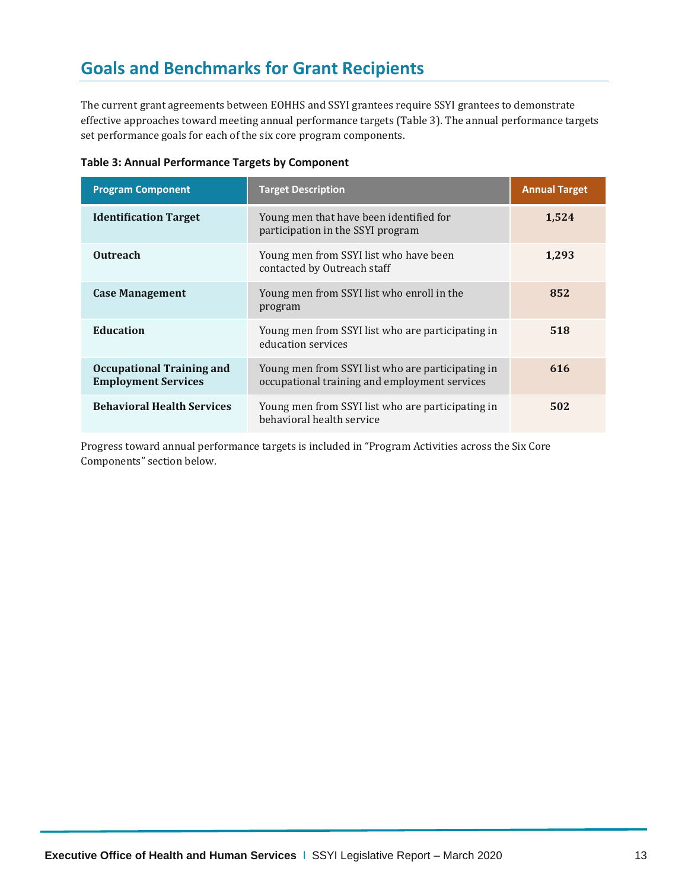## Goals and Benchmarks for Grant Recipients

The current grant agreements between EOHHS and SSYI grantees require SSYI grantees to demonstrate effective approaches toward meeting annual performance targets (Table 3). The annual performance targets set performance goals for each of the six core program components.

**Table 3: Annual Performance Targets by Component**

| Program Component | Target Description | Annual Target |
|---|---|---|
| **Identification Target** | Young men that have been identified for participation in the SSYI program | **1,524** |
| **Outreach** | Young men from SSYI list who have been contacted by Outreach staff | **1,293** |
| **Case Management** | Young men from SSYI list who enroll in the program | **852** |
| **Education** | Young men from SSYI list who are participating in education services | **518** |
| **Occupational Training and Employment Services** | Young men from SSYI list who are participating in occupational training and employment services | **616** |
| **Behavioral Health Services** | Young men from SSYI list who are participating in behavioral health service | **502** |

Progress toward annual performance targets is included in "Program Activities across the Six Core Components" section below.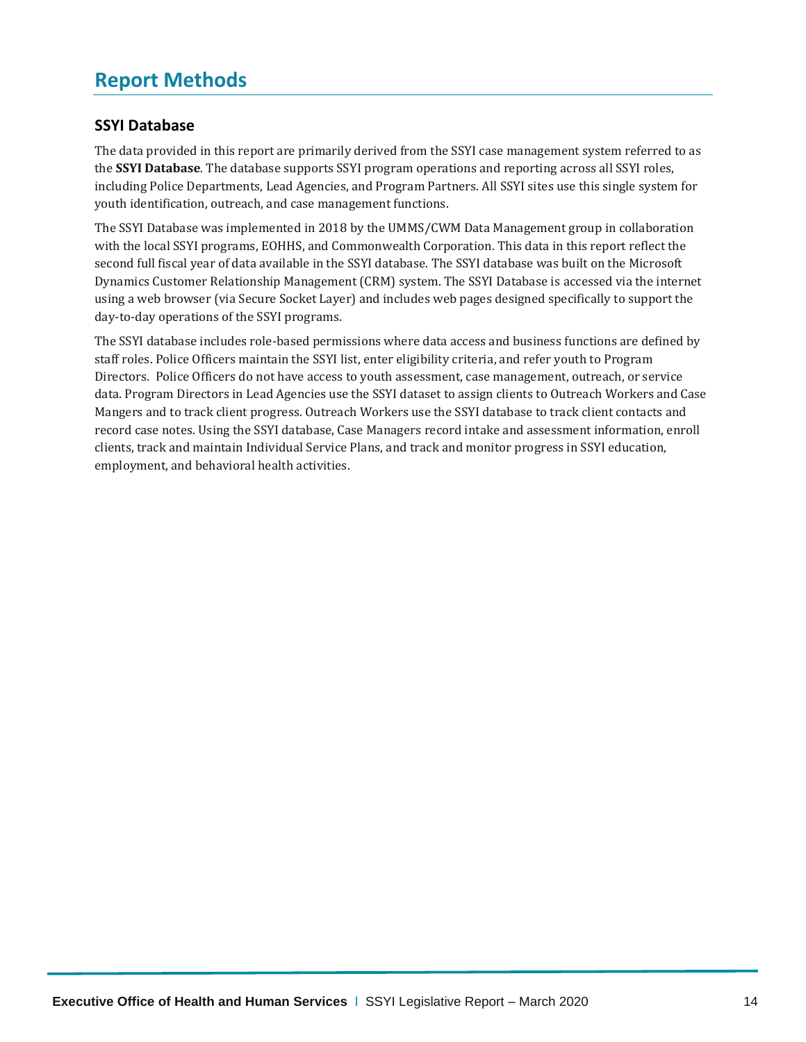## Report Methods

### SSYI Database

The data provided in this report are primarily derived from the SSYI case management system referred to as the **SSYI Database**. The database supports SSYI program operations and reporting across all SSYI roles, including Police Departments, Lead Agencies, and Program Partners. All SSYI sites use this single system for youth identification, outreach, and case management functions.

The SSYI Database was implemented in 2018 by the UMMS/CWM Data Management group in collaboration with the local SSYI programs, EOHHS, and Commonwealth Corporation. This data in this report reflect the second full fiscal year of data available in the SSYI database. The SSYI database was built on the Microsoft Dynamics Customer Relationship Management (CRM) system. The SSYI Database is accessed via the internet using a web browser (via Secure Socket Layer) and includes web pages designed specifically to support the day-to-day operations of the SSYI programs.

The SSYI database includes role-based permissions where data access and business functions are defined by staff roles. Police Officers maintain the SSYI list, enter eligibility criteria, and refer youth to Program Directors. Police Officers do not have access to youth assessment, case management, outreach, or service data. Program Directors in Lead Agencies use the SSYI dataset to assign clients to Outreach Workers and Case Mangers and to track client progress. Outreach Workers use the SSYI database to track client contacts and record case notes. Using the SSYI database, Case Managers record intake and assessment information, enroll clients, track and maintain Individual Service Plans, and track and monitor progress in SSYI education, employment, and behavioral health activities.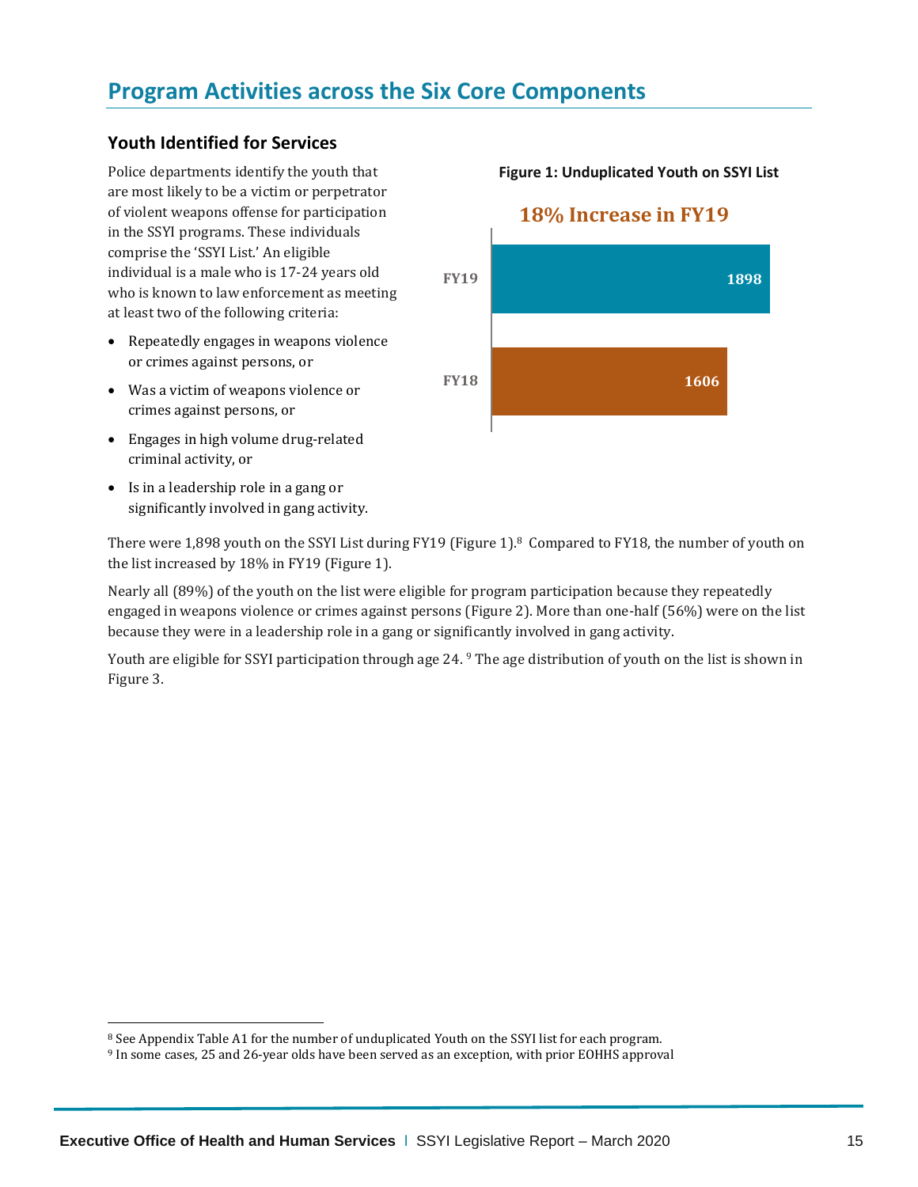## Program Activities across the Six Core Components

### Youth Identified for Services

Police departments identify the youth that are most likely to be a victim or perpetrator of violent weapons offense for participation in the SSYI programs. These individuals comprise the 'SSYI List.' An eligible individual is a male who is 17-24 years old who is known to law enforcement as meeting at least two of the following criteria:

- Repeatedly engages in weapons violence or crimes against persons, or
- Was a victim of weapons violence or crimes against persons, or
- Engages in high volume drug-related criminal activity, or
- Is in a leadership role in a gang or significantly involved in gang activity.

**Figure 1: Unduplicated Youth on SSYI List**

18% Increase in FY19

| | Youth on SSYI List |
|---|---|
| FY19 | 1898 |
| FY18 | 1606 |

There were 1,898 youth on the SSYI List during FY19 (Figure 1).[8] Compared to FY18, the number of youth on the list increased by 18% in FY19 (Figure 1).

Nearly all (89%) of the youth on the list were eligible for program participation because they repeatedly engaged in weapons violence or crimes against persons (Figure 2). More than one-half (56%) were on the list because they were in a leadership role in a gang or significantly involved in gang activity.

Youth are eligible for SSYI participation through age 24.[9] The age distribution of youth on the list is shown in Figure 3.

---

[8] See Appendix Table A1 for the number of unduplicated Youth on the SSYI list for each program.

[9] In some cases, 25 and 26-year olds have been served as an exception, with prior EOHHS approval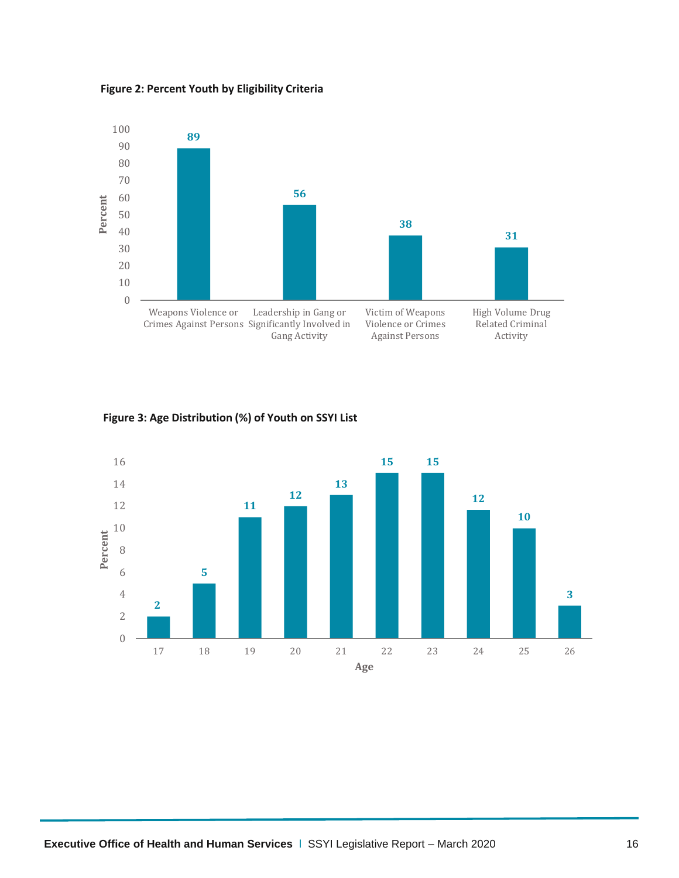**Figure 2: Percent Youth by Eligibility Criteria**

| Eligibility Criteria | Percent |
|---|---|
| Weapons Violence or Crimes Against Persons | 89 |
| Leadership in Gang or Significantly Involved in Gang Activity | 56 |
| Victim of Weapons Violence or Crimes Against Persons | 38 |
| High Volume Drug Related Criminal Activity | 31 |

**Figure 3: Age Distribution (%) of Youth on SSYI List**

| Age | Percent |
|---|---|
| 17 | 2 |
| 18 | 5 |
| 19 | 11 |
| 20 | 12 |
| 21 | 13 |
| 22 | 15 |
| 23 | 15 |
| 24 | 12 |
| 25 | 10 |
| 26 | 3 |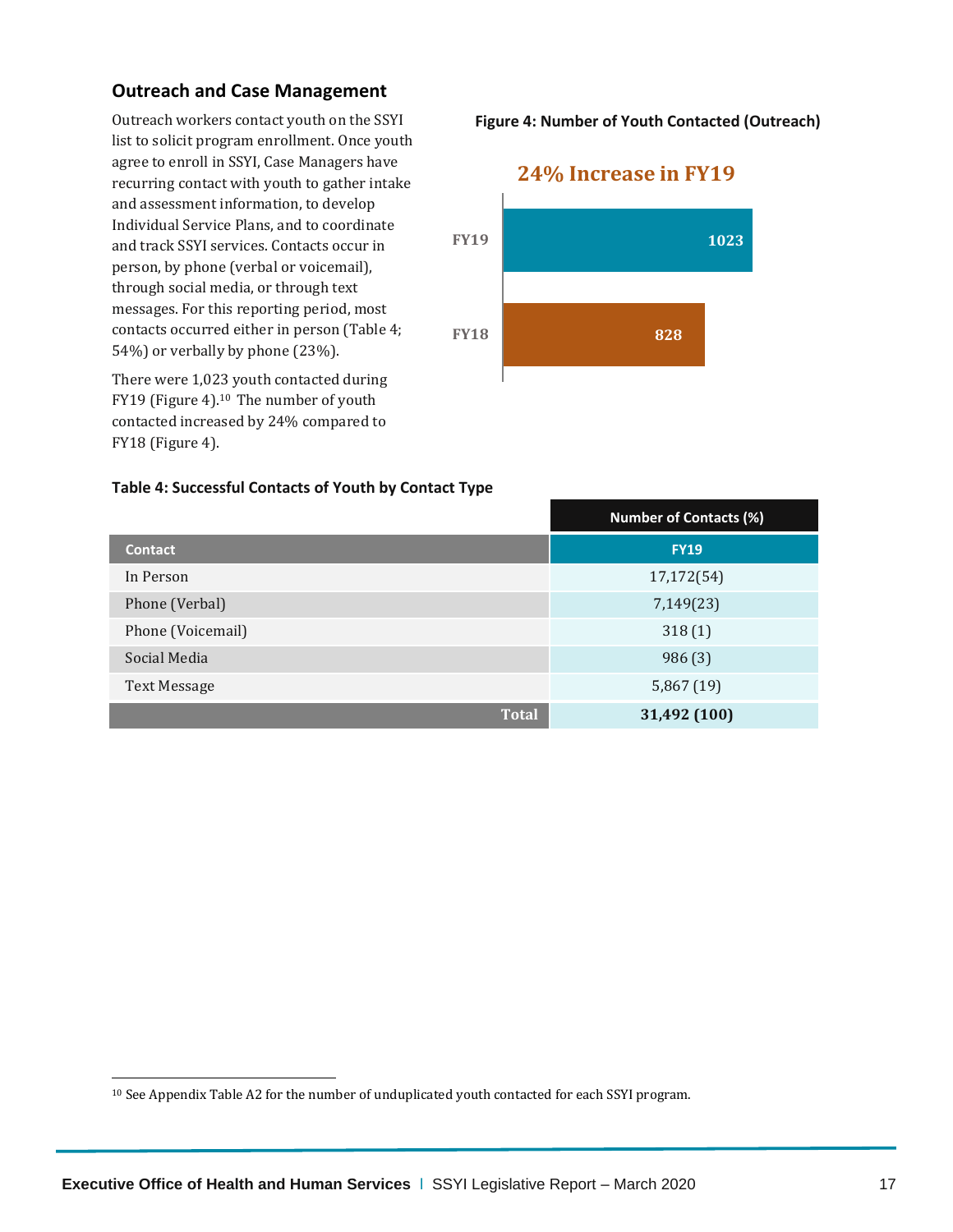## Outreach and Case Management

Outreach workers contact youth on the SSYI list to solicit program enrollment. Once youth agree to enroll in SSYI, Case Managers have recurring contact with youth to gather intake and assessment information, to develop Individual Service Plans, and to coordinate and track SSYI services. Contacts occur in person, by phone (verbal or voicemail), through social media, or through text messages. For this reporting period, most contacts occurred either in person (Table 4; 54%) or verbally by phone (23%).

There were 1,023 youth contacted during FY19 (Figure 4).[10] The number of youth contacted increased by 24% compared to FY18 (Figure 4).

**Figure 4: Number of Youth Contacted (Outreach)**

24% Increase in FY19

| | |
|---|---|
| FY19 | 1023 |
| FY18 | 828 |

**Table 4: Successful Contacts of Youth by Contact Type**

| | Number of Contacts (%) |
|---|---|
| **Contact** | **FY19** |
| In Person | 17,172(54) |
| Phone (Verbal) | 7,149(23) |
| Phone (Voicemail) | 318 (1) |
| Social Media | 986 (3) |
| Text Message | 5,867 (19) |
| **Total** | **31,492 (100)** |

[10] See Appendix Table A2 for the number of unduplicated youth contacted for each SSYI program.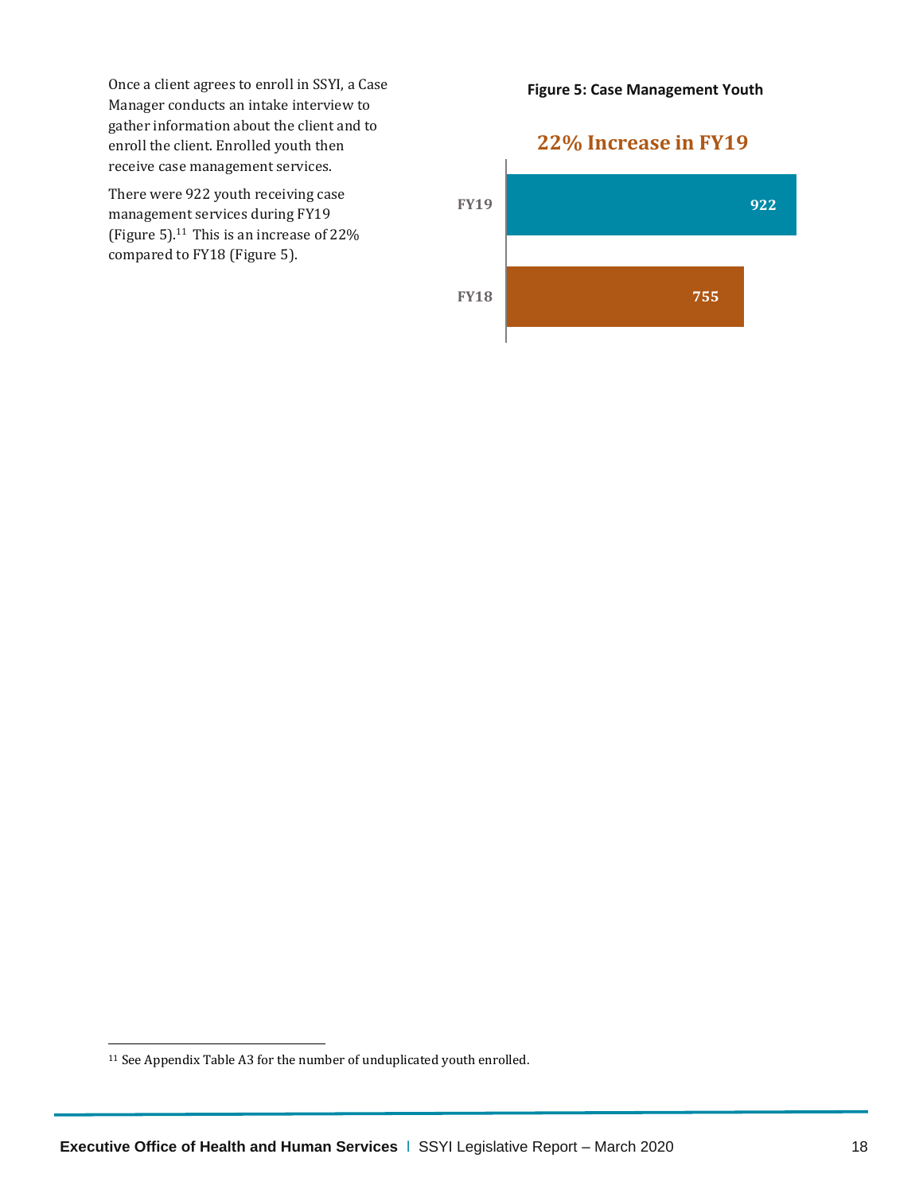Once a client agrees to enroll in SSYI, a Case Manager conducts an intake interview to gather information about the client and to enroll the client. Enrolled youth then receive case management services.

There were 922 youth receiving case management services during FY19 (Figure 5).[11] This is an increase of 22% compared to FY18 (Figure 5).

**Figure 5: Case Management Youth**

**22% Increase in FY19**

| Fiscal Year | Youth |
|---|---|
| FY19 | 922 |
| FY18 | 755 |

---

[11] See Appendix Table A3 for the number of unduplicated youth enrolled.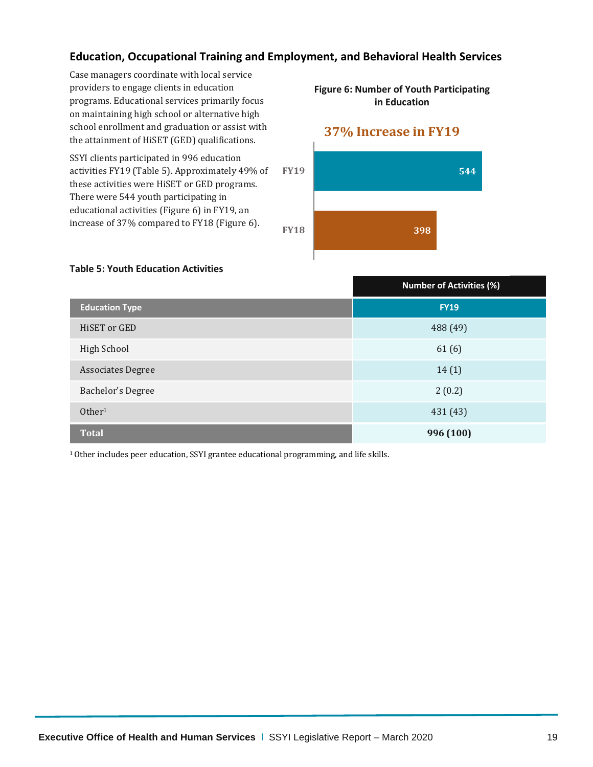## Education, Occupational Training and Employment, and Behavioral Health Services

Case managers coordinate with local service providers to engage clients in education programs. Educational services primarily focus on maintaining high school or alternative high school enrollment and graduation or assist with the attainment of HiSET (GED) qualifications.

SSYI clients participated in 996 education activities FY19 (Table 5). Approximately 49% of these activities were HiSET or GED programs. There were 544 youth participating in educational activities (Figure 6) in FY19, an increase of 37% compared to FY18 (Figure 6).

**Figure 6: Number of Youth Participating in Education**

**37% Increase in FY19**

| Fiscal Year | Number of Youth |
|---|---|
| FY19 | 544 |
| FY18 | 398 |

**Table 5: Youth Education Activities**

| Education Type | Number of Activities (%) FY19 |
|---|---|
| HiSET or GED | 488 (49) |
| High School | 61 (6) |
| Associates Degree | 14 (1) |
| Bachelor's Degree | 2 (0.2) |
| Other[1] | 431 (43) |
| **Total** | **996 (100)** |

[1] Other includes peer education, SSYI grantee educational programming, and life skills.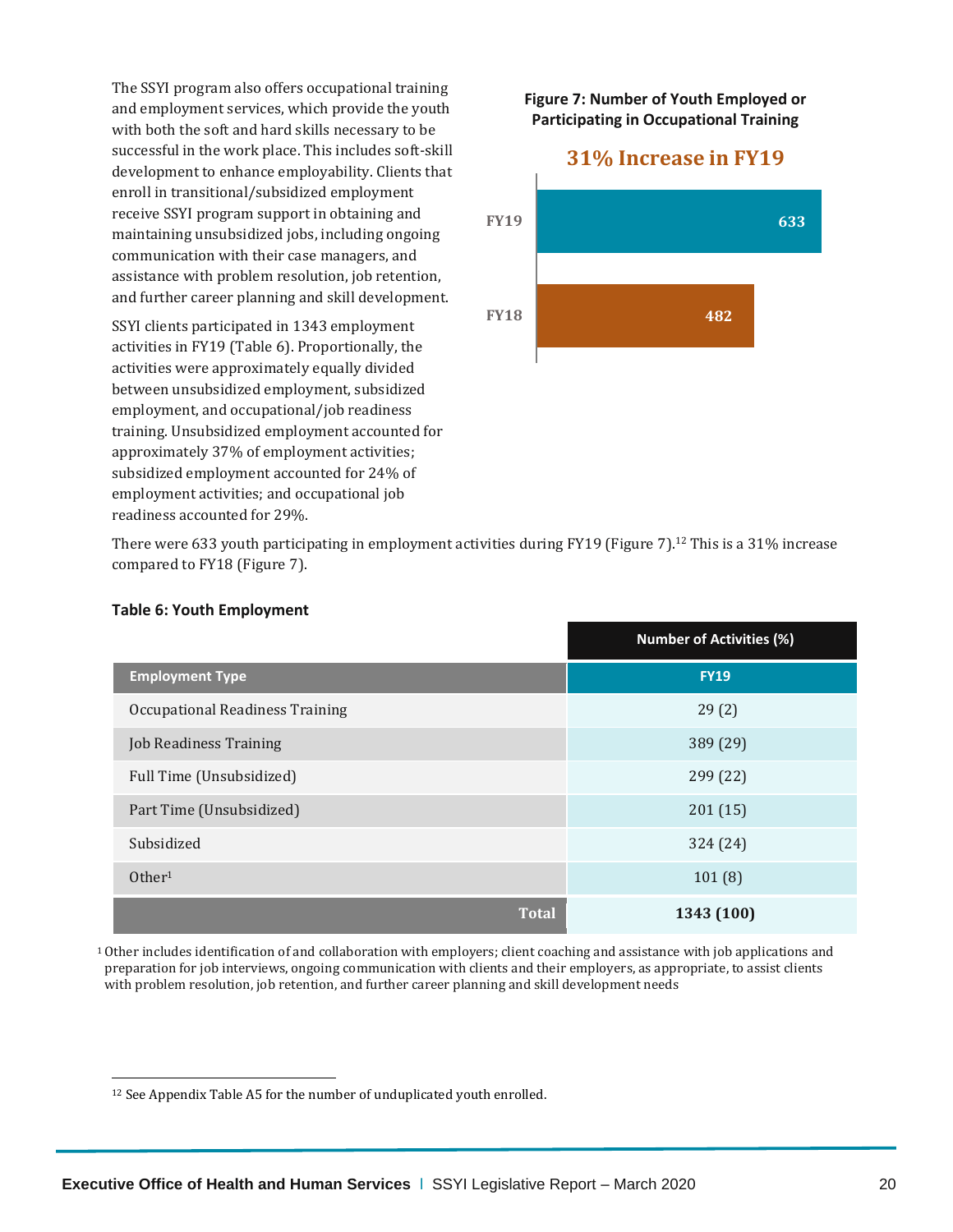The SSYI program also offers occupational training and employment services, which provide the youth with both the soft and hard skills necessary to be successful in the work place. This includes soft-skill development to enhance employability. Clients that enroll in transitional/subsidized employment receive SSYI program support in obtaining and maintaining unsubsidized jobs, including ongoing communication with their case managers, and assistance with problem resolution, job retention, and further career planning and skill development.

SSYI clients participated in 1343 employment activities in FY19 (Table 6). Proportionally, the activities were approximately equally divided between unsubsidized employment, subsidized employment, and occupational/job readiness training. Unsubsidized employment accounted for approximately 37% of employment activities; subsidized employment accounted for 24% of employment activities; and occupational job readiness accounted for 29%.

**Figure 7: Number of Youth Employed or Participating in Occupational Training**

**31% Increase in FY19**

| Year | Number |
|---|---|
| FY19 | 633 |
| FY18 | 482 |

There were 633 youth participating in employment activities during FY19 (Figure 7).[12] This is a 31% increase compared to FY18 (Figure 7).

**Table 6: Youth Employment**

| | Number of Activities (%) |
|---|---|
| **Employment Type** | **FY19** |
| Occupational Readiness Training | 29 (2) |
| Job Readiness Training | 389 (29) |
| Full Time (Unsubsidized) | 299 (22) |
| Part Time (Unsubsidized) | 201 (15) |
| Subsidized | 324 (24) |
| Other[1] | 101 (8) |
| **Total** | **1343 (100)** |

[1] Other includes identification of and collaboration with employers; client coaching and assistance with job applications and preparation for job interviews, ongoing communication with clients and their employers, as appropriate, to assist clients with problem resolution, job retention, and further career planning and skill development needs

[12] See Appendix Table A5 for the number of unduplicated youth enrolled.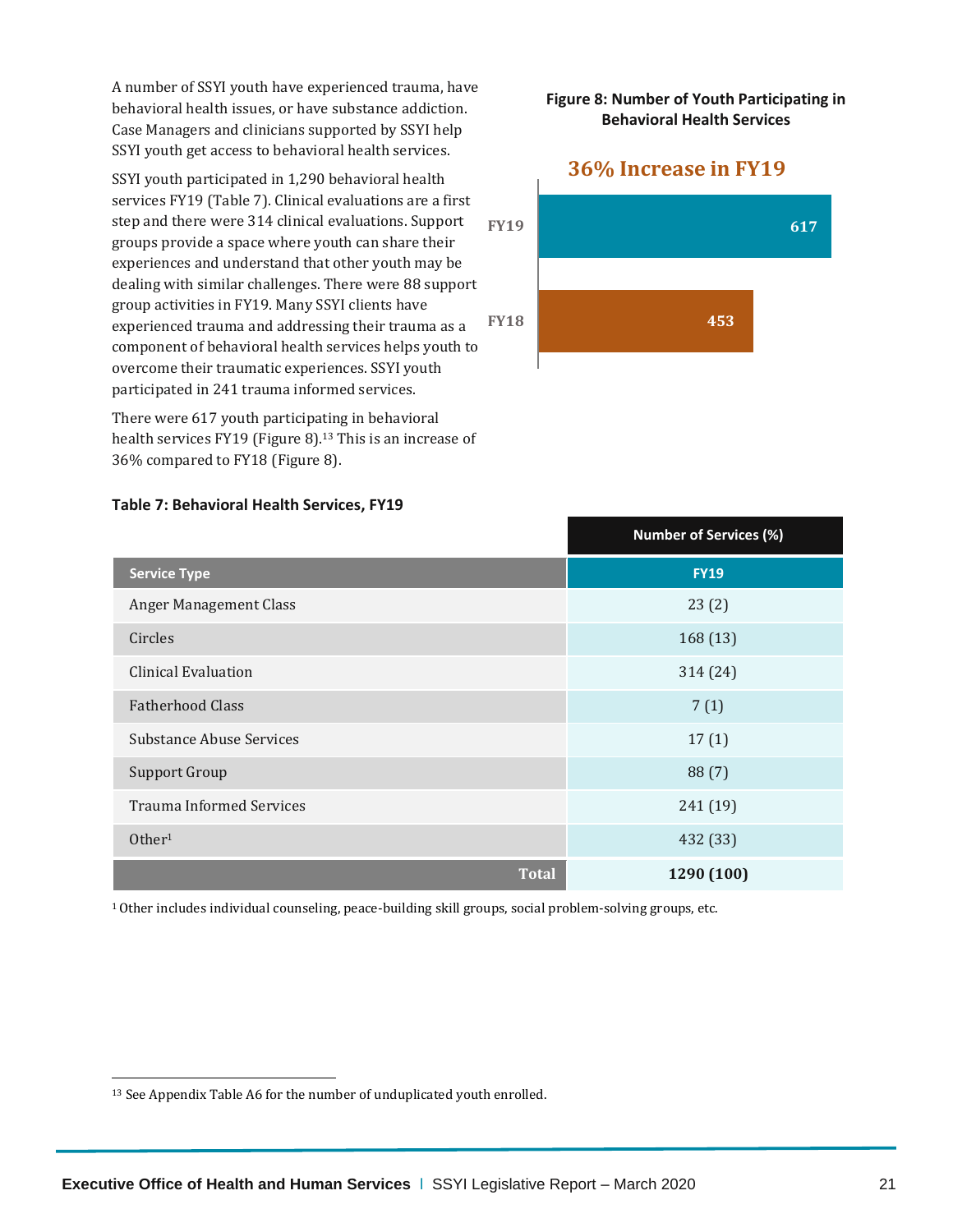A number of SSYI youth have experienced trauma, have behavioral health issues, or have substance addiction. Case Managers and clinicians supported by SSYI help SSYI youth get access to behavioral health services.

SSYI youth participated in 1,290 behavioral health services FY19 (Table 7). Clinical evaluations are a first step and there were 314 clinical evaluations. Support groups provide a space where youth can share their experiences and understand that other youth may be dealing with similar challenges. There were 88 support group activities in FY19. Many SSYI clients have experienced trauma and addressing their trauma as a component of behavioral health services helps youth to overcome their traumatic experiences. SSYI youth participated in 241 trauma informed services.

There were 617 youth participating in behavioral health services FY19 (Figure 8).[13] This is an increase of 36% compared to FY18 (Figure 8).

**Figure 8: Number of Youth Participating in Behavioral Health Services**

**36% Increase in FY19**

| | Youth |
|---|---|
| FY19 | 617 |
| FY18 | 453 |

**Table 7: Behavioral Health Services, FY19**

| | Number of Services (%) |
|---|---|
| **Service Type** | **FY19** |
| Anger Management Class | 23 (2) |
| Circles | 168 (13) |
| Clinical Evaluation | 314 (24) |
| Fatherhood Class | 7 (1) |
| Substance Abuse Services | 17 (1) |
| Support Group | 88 (7) |
| Trauma Informed Services | 241 (19) |
| Other[1] | 432 (33) |
| **Total** | **1290 (100)** |

[1] Other includes individual counseling, peace-building skill groups, social problem-solving groups, etc.

[13] See Appendix Table A6 for the number of unduplicated youth enrolled.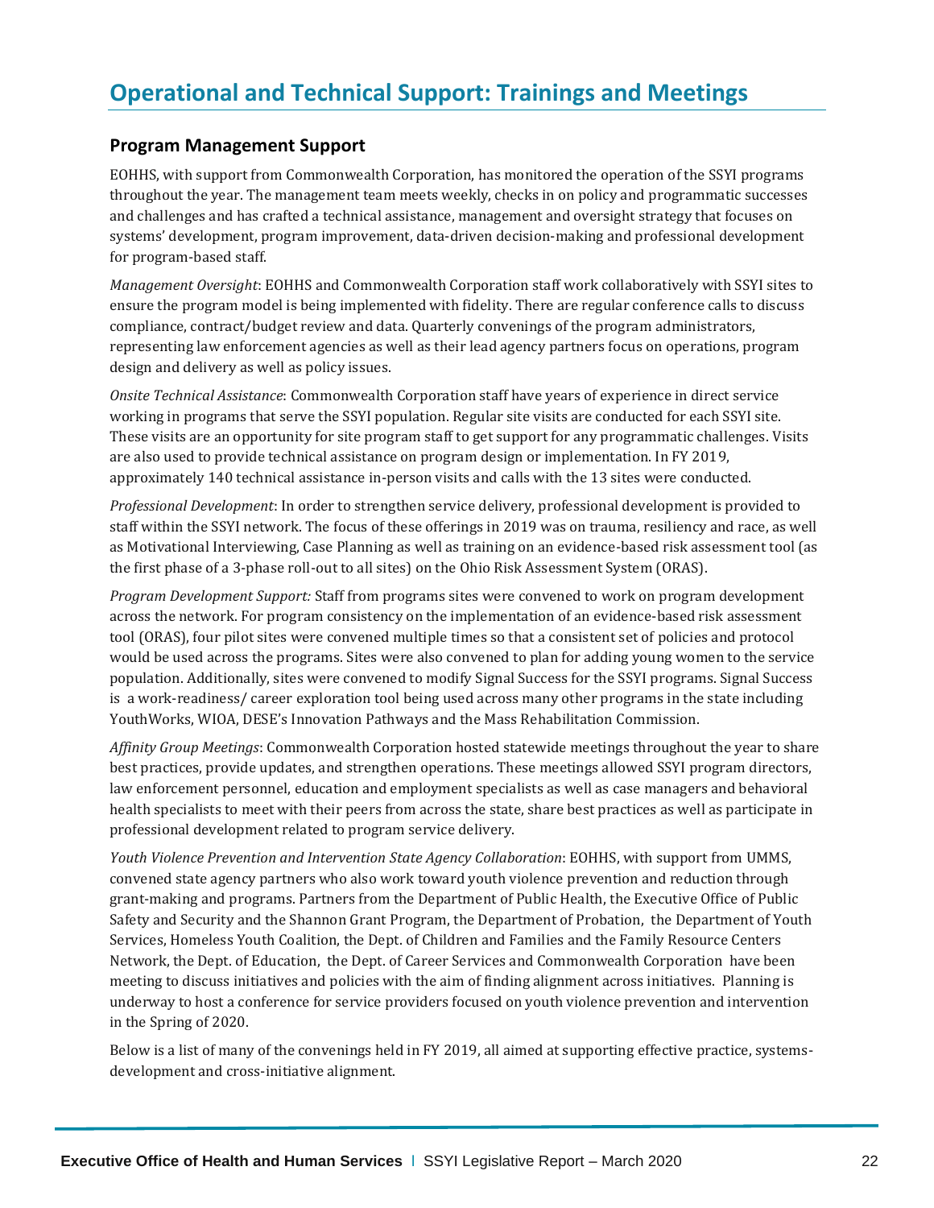# Operational and Technical Support: Trainings and Meetings

## Program Management Support

EOHHS, with support from Commonwealth Corporation, has monitored the operation of the SSYI programs throughout the year. The management team meets weekly, checks in on policy and programmatic successes and challenges and has crafted a technical assistance, management and oversight strategy that focuses on systems' development, program improvement, data-driven decision-making and professional development for program-based staff.

*Management Oversight*: EOHHS and Commonwealth Corporation staff work collaboratively with SSYI sites to ensure the program model is being implemented with fidelity. There are regular conference calls to discuss compliance, contract/budget review and data. Quarterly convenings of the program administrators, representing law enforcement agencies as well as their lead agency partners focus on operations, program design and delivery as well as policy issues.

*Onsite Technical Assistance*: Commonwealth Corporation staff have years of experience in direct service working in programs that serve the SSYI population. Regular site visits are conducted for each SSYI site. These visits are an opportunity for site program staff to get support for any programmatic challenges. Visits are also used to provide technical assistance on program design or implementation. In FY 2019, approximately 140 technical assistance in-person visits and calls with the 13 sites were conducted.

*Professional Development*: In order to strengthen service delivery, professional development is provided to staff within the SSYI network. The focus of these offerings in 2019 was on trauma, resiliency and race, as well as Motivational Interviewing, Case Planning as well as training on an evidence-based risk assessment tool (as the first phase of a 3-phase roll-out to all sites) on the Ohio Risk Assessment System (ORAS).

*Program Development Support:* Staff from programs sites were convened to work on program development across the network. For program consistency on the implementation of an evidence-based risk assessment tool (ORAS), four pilot sites were convened multiple times so that a consistent set of policies and protocol would be used across the programs. Sites were also convened to plan for adding young women to the service population. Additionally, sites were convened to modify Signal Success for the SSYI programs. Signal Success is a work-readiness/ career exploration tool being used across many other programs in the state including YouthWorks, WIOA, DESE's Innovation Pathways and the Mass Rehabilitation Commission.

*Affinity Group Meetings*: Commonwealth Corporation hosted statewide meetings throughout the year to share best practices, provide updates, and strengthen operations. These meetings allowed SSYI program directors, law enforcement personnel, education and employment specialists as well as case managers and behavioral health specialists to meet with their peers from across the state, share best practices as well as participate in professional development related to program service delivery.

*Youth Violence Prevention and Intervention State Agency Collaboration*: EOHHS, with support from UMMS, convened state agency partners who also work toward youth violence prevention and reduction through grant-making and programs. Partners from the Department of Public Health, the Executive Office of Public Safety and Security and the Shannon Grant Program, the Department of Probation, the Department of Youth Services, Homeless Youth Coalition, the Dept. of Children and Families and the Family Resource Centers Network, the Dept. of Education, the Dept. of Career Services and Commonwealth Corporation have been meeting to discuss initiatives and policies with the aim of finding alignment across initiatives. Planning is underway to host a conference for service providers focused on youth violence prevention and intervention in the Spring of 2020.

Below is a list of many of the convenings held in FY 2019, all aimed at supporting effective practice, systems-development and cross-initiative alignment.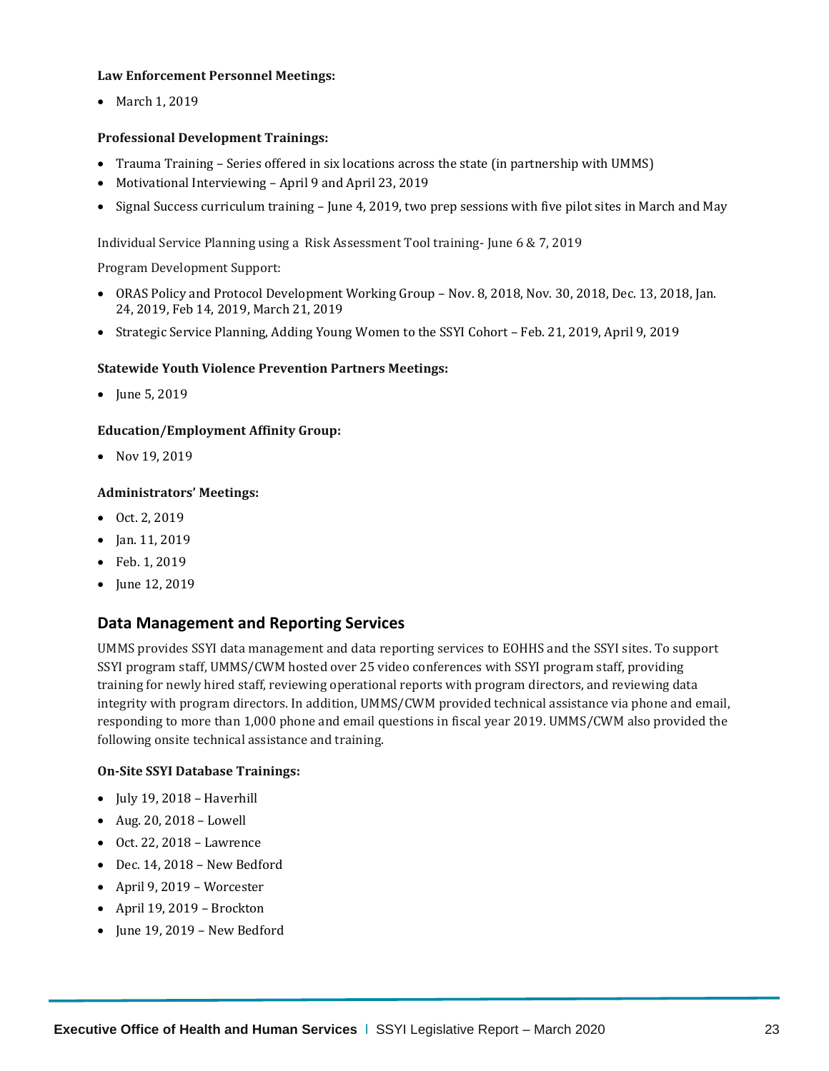**Law Enforcement Personnel Meetings:**

- March 1, 2019

**Professional Development Trainings:**

- Trauma Training – Series offered in six locations across the state (in partnership with UMMS)
- Motivational Interviewing – April 9 and April 23, 2019
- Signal Success curriculum training – June 4, 2019, two prep sessions with five pilot sites in March and May

Individual Service Planning using a Risk Assessment Tool training- June 6 & 7, 2019

Program Development Support:

- ORAS Policy and Protocol Development Working Group – Nov. 8, 2018, Nov. 30, 2018, Dec. 13, 2018, Jan. 24, 2019, Feb 14, 2019, March 21, 2019
- Strategic Service Planning, Adding Young Women to the SSYI Cohort – Feb. 21, 2019, April 9, 2019

**Statewide Youth Violence Prevention Partners Meetings:**

- June 5, 2019

**Education/Employment Affinity Group:**

- Nov 19, 2019

**Administrators' Meetings:**

- Oct. 2, 2019
- Jan. 11, 2019
- Feb. 1, 2019
- June 12, 2019

## Data Management and Reporting Services

UMMS provides SSYI data management and data reporting services to EOHHS and the SSYI sites. To support SSYI program staff, UMMS/CWM hosted over 25 video conferences with SSYI program staff, providing training for newly hired staff, reviewing operational reports with program directors, and reviewing data integrity with program directors. In addition, UMMS/CWM provided technical assistance via phone and email, responding to more than 1,000 phone and email questions in fiscal year 2019. UMMS/CWM also provided the following onsite technical assistance and training.

**On-Site SSYI Database Trainings:**

- July 19, 2018 – Haverhill
- Aug. 20, 2018 – Lowell
- Oct. 22, 2018 – Lawrence
- Dec. 14, 2018 – New Bedford
- April 9, 2019 – Worcester
- April 19, 2019 – Brockton
- June 19, 2019 – New Bedford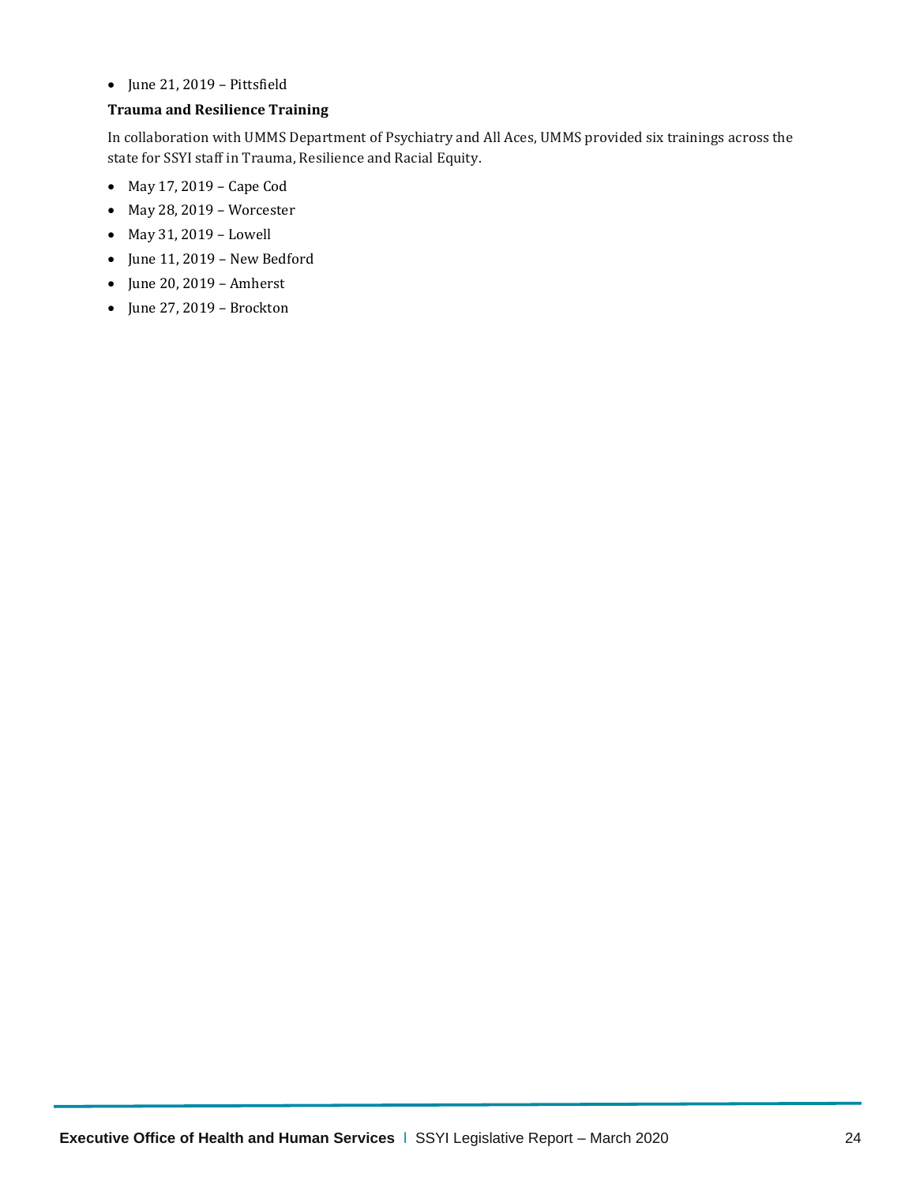- June 21, 2019 – Pittsfield

**Trauma and Resilience Training**

In collaboration with UMMS Department of Psychiatry and All Aces, UMMS provided six trainings across the state for SSYI staff in Trauma, Resilience and Racial Equity.

- May 17, 2019 – Cape Cod
- May 28, 2019 – Worcester
- May 31, 2019 – Lowell
- June 11, 2019 – New Bedford
- June 20, 2019 – Amherst
- June 27, 2019 – Brockton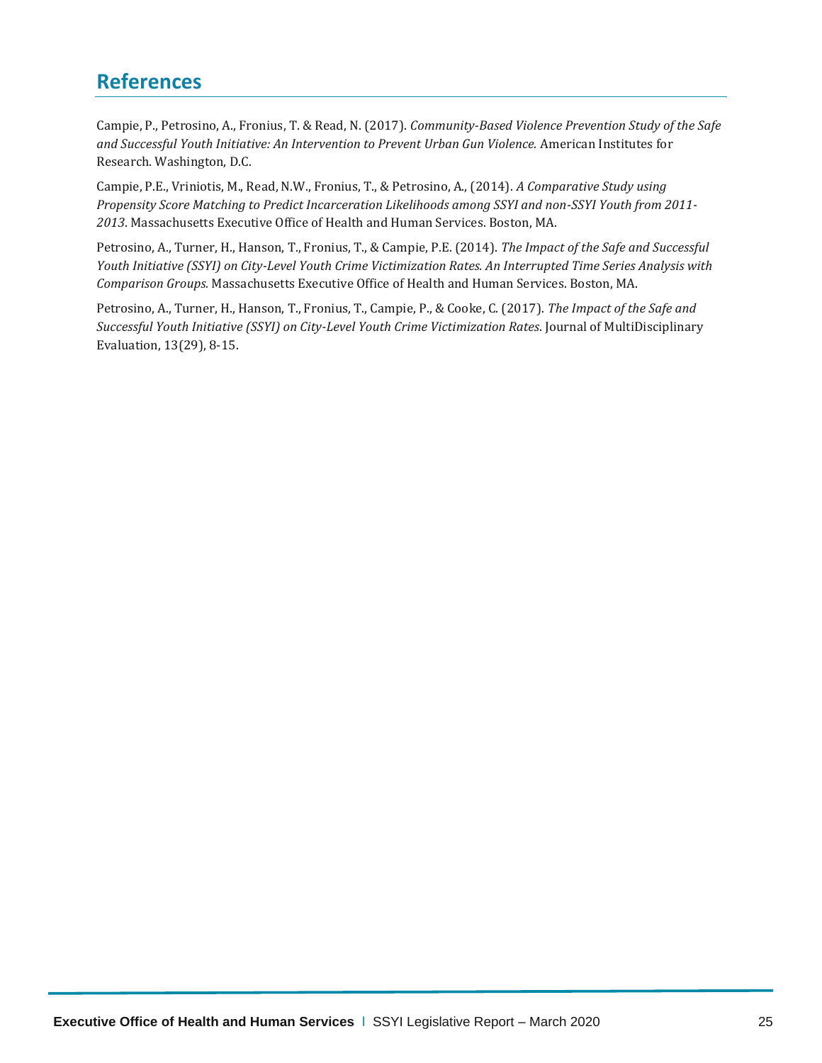## References

Campie, P., Petrosino, A., Fronius, T. & Read, N. (2017). *Community-Based Violence Prevention Study of the Safe and Successful Youth Initiative: An Intervention to Prevent Urban Gun Violence.* American Institutes for Research. Washington, D.C.

Campie, P.E., Vriniotis, M., Read, N.W., Fronius, T., & Petrosino, A., (2014). *A Comparative Study using Propensity Score Matching to Predict Incarceration Likelihoods among SSYI and non-SSYI Youth from 2011-2013*. Massachusetts Executive Office of Health and Human Services. Boston, MA.

Petrosino, A., Turner, H., Hanson, T., Fronius, T., & Campie, P.E. (2014). *The Impact of the Safe and Successful Youth Initiative (SSYI) on City-Level Youth Crime Victimization Rates. An Interrupted Time Series Analysis with Comparison Groups.* Massachusetts Executive Office of Health and Human Services. Boston, MA.

Petrosino, A., Turner, H., Hanson, T., Fronius, T., Campie, P., & Cooke, C. (2017). *The Impact of the Safe and Successful Youth Initiative (SSYI) on City-Level Youth Crime Victimization Rates*. Journal of MultiDisciplinary Evaluation, 13(29), 8-15.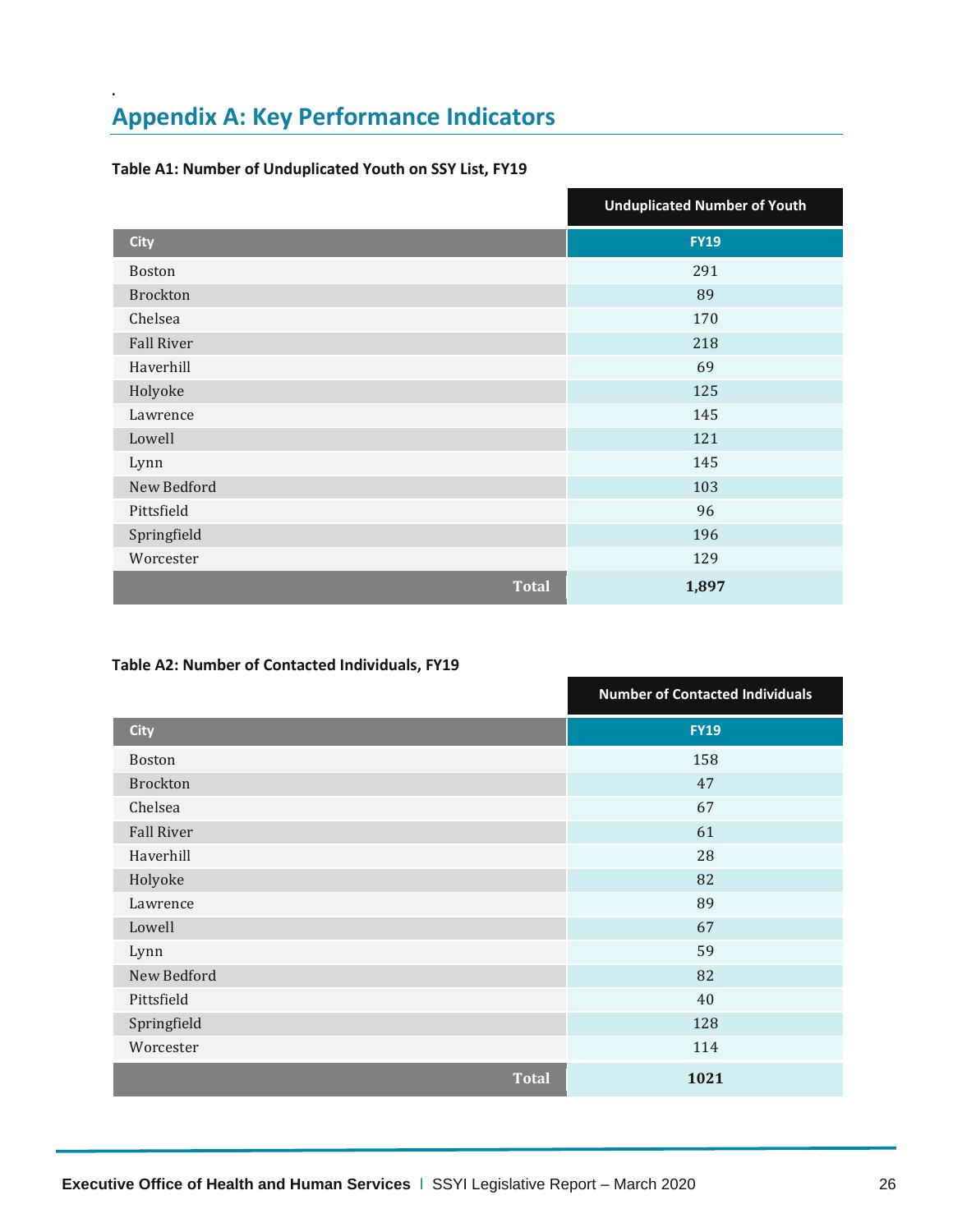## Appendix A: Key Performance Indicators

**Table A1: Number of Unduplicated Youth on SSY List, FY19**

| | Unduplicated Number of Youth |
|---|---|
| **City** | **FY19** |
| Boston | 291 |
| Brockton | 89 |
| Chelsea | 170 |
| Fall River | 218 |
| Haverhill | 69 |
| Holyoke | 125 |
| Lawrence | 145 |
| Lowell | 121 |
| Lynn | 145 |
| New Bedford | 103 |
| Pittsfield | 96 |
| Springfield | 196 |
| Worcester | 129 |
| **Total** | **1,897** |

**Table A2: Number of Contacted Individuals, FY19**

| | Number of Contacted Individuals |
|---|---|
| **City** | **FY19** |
| Boston | 158 |
| Brockton | 47 |
| Chelsea | 67 |
| Fall River | 61 |
| Haverhill | 28 |
| Holyoke | 82 |
| Lawrence | 89 |
| Lowell | 67 |
| Lynn | 59 |
| New Bedford | 82 |
| Pittsfield | 40 |
| Springfield | 128 |
| Worcester | 114 |
| **Total** | **1021** |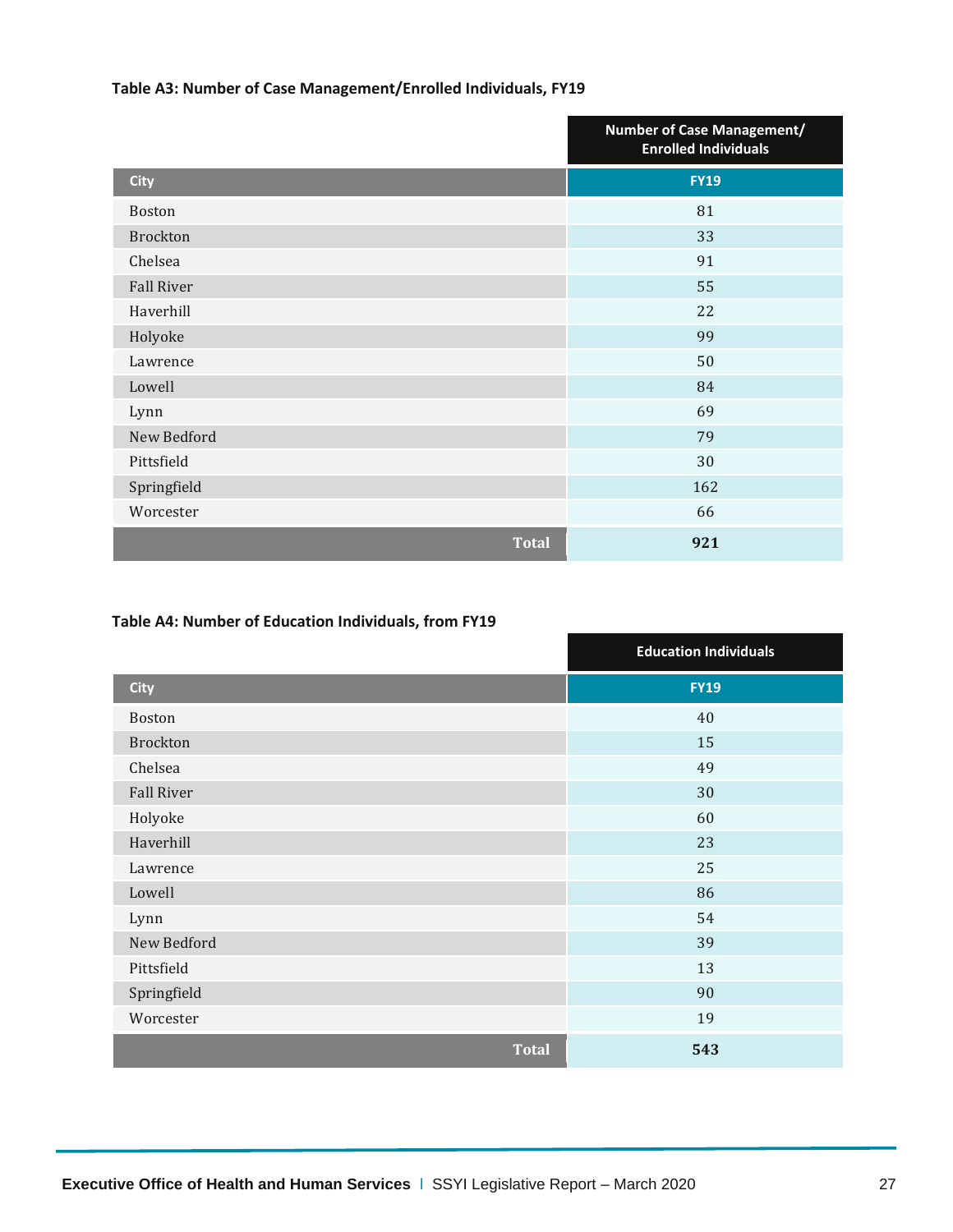**Table A3: Number of Case Management/Enrolled Individuals, FY19**

| | Number of Case Management/ Enrolled Individuals |
|---|---|
| **City** | **FY19** |
| Boston | 81 |
| Brockton | 33 |
| Chelsea | 91 |
| Fall River | 55 |
| Haverhill | 22 |
| Holyoke | 99 |
| Lawrence | 50 |
| Lowell | 84 |
| Lynn | 69 |
| New Bedford | 79 |
| Pittsfield | 30 |
| Springfield | 162 |
| Worcester | 66 |
| **Total** | **921** |

**Table A4: Number of Education Individuals, from FY19**

| | Education Individuals |
|---|---|
| **City** | **FY19** |
| Boston | 40 |
| Brockton | 15 |
| Chelsea | 49 |
| Fall River | 30 |
| Holyoke | 60 |
| Haverhill | 23 |
| Lawrence | 25 |
| Lowell | 86 |
| Lynn | 54 |
| New Bedford | 39 |
| Pittsfield | 13 |
| Springfield | 90 |
| Worcester | 19 |
| **Total** | **543** |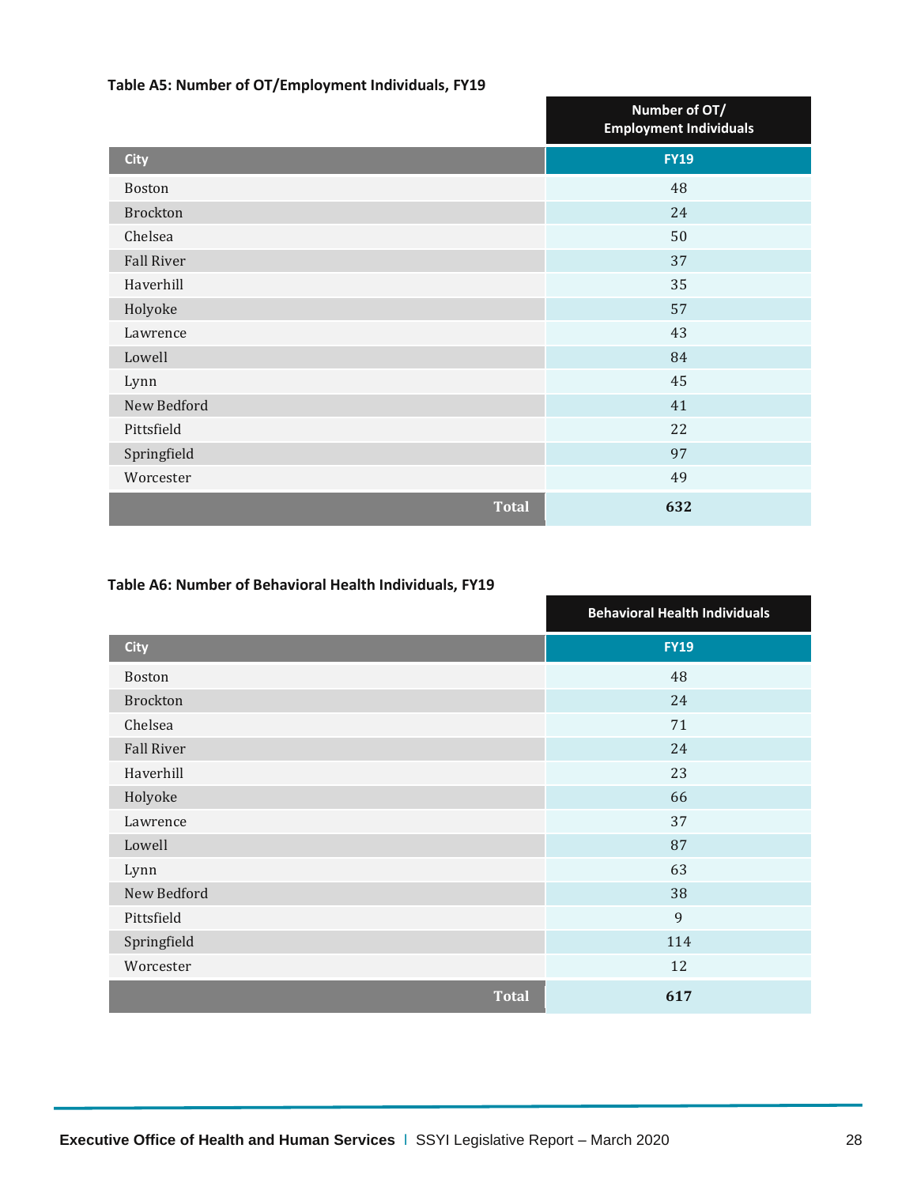**Table A5: Number of OT/Employment Individuals, FY19**

| City | Number of OT/ Employment Individuals FY19 |
|---|---|
| Boston | 48 |
| Brockton | 24 |
| Chelsea | 50 |
| Fall River | 37 |
| Haverhill | 35 |
| Holyoke | 57 |
| Lawrence | 43 |
| Lowell | 84 |
| Lynn | 45 |
| New Bedford | 41 |
| Pittsfield | 22 |
| Springfield | 97 |
| Worcester | 49 |
| **Total** | **632** |

**Table A6: Number of Behavioral Health Individuals, FY19**

| City | Behavioral Health Individuals FY19 |
|---|---|
| Boston | 48 |
| Brockton | 24 |
| Chelsea | 71 |
| Fall River | 24 |
| Haverhill | 23 |
| Holyoke | 66 |
| Lawrence | 37 |
| Lowell | 87 |
| Lynn | 63 |
| New Bedford | 38 |
| Pittsfield | 9 |
| Springfield | 114 |
| Worcester | 12 |
| **Total** | **617** |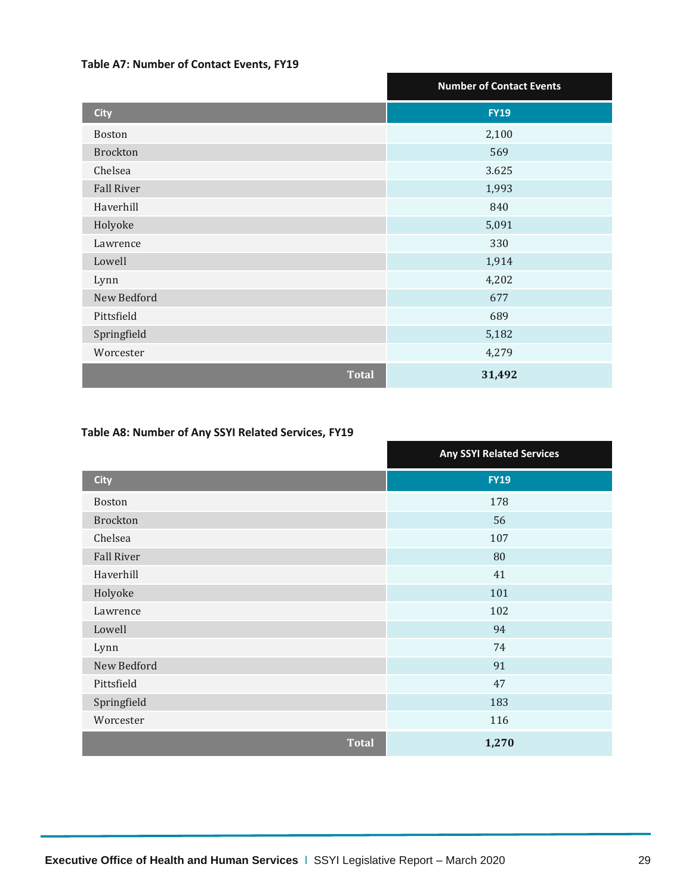**Table A7: Number of Contact Events, FY19**

| | Number of Contact Events |
|---|---|
| City | FY19 |
| Boston | 2,100 |
| Brockton | 569 |
| Chelsea | 3.625 |
| Fall River | 1,993 |
| Haverhill | 840 |
| Holyoke | 5,091 |
| Lawrence | 330 |
| Lowell | 1,914 |
| Lynn | 4,202 |
| New Bedford | 677 |
| Pittsfield | 689 |
| Springfield | 5,182 |
| Worcester | 4,279 |
| **Total** | **31,492** |

**Table A8: Number of Any SSYI Related Services, FY19**

| | Any SSYI Related Services |
|---|---|
| City | FY19 |
| Boston | 178 |
| Brockton | 56 |
| Chelsea | 107 |
| Fall River | 80 |
| Haverhill | 41 |
| Holyoke | 101 |
| Lawrence | 102 |
| Lowell | 94 |
| Lynn | 74 |
| New Bedford | 91 |
| Pittsfield | 47 |
| Springfield | 183 |
| Worcester | 116 |
| **Total** | **1,270** |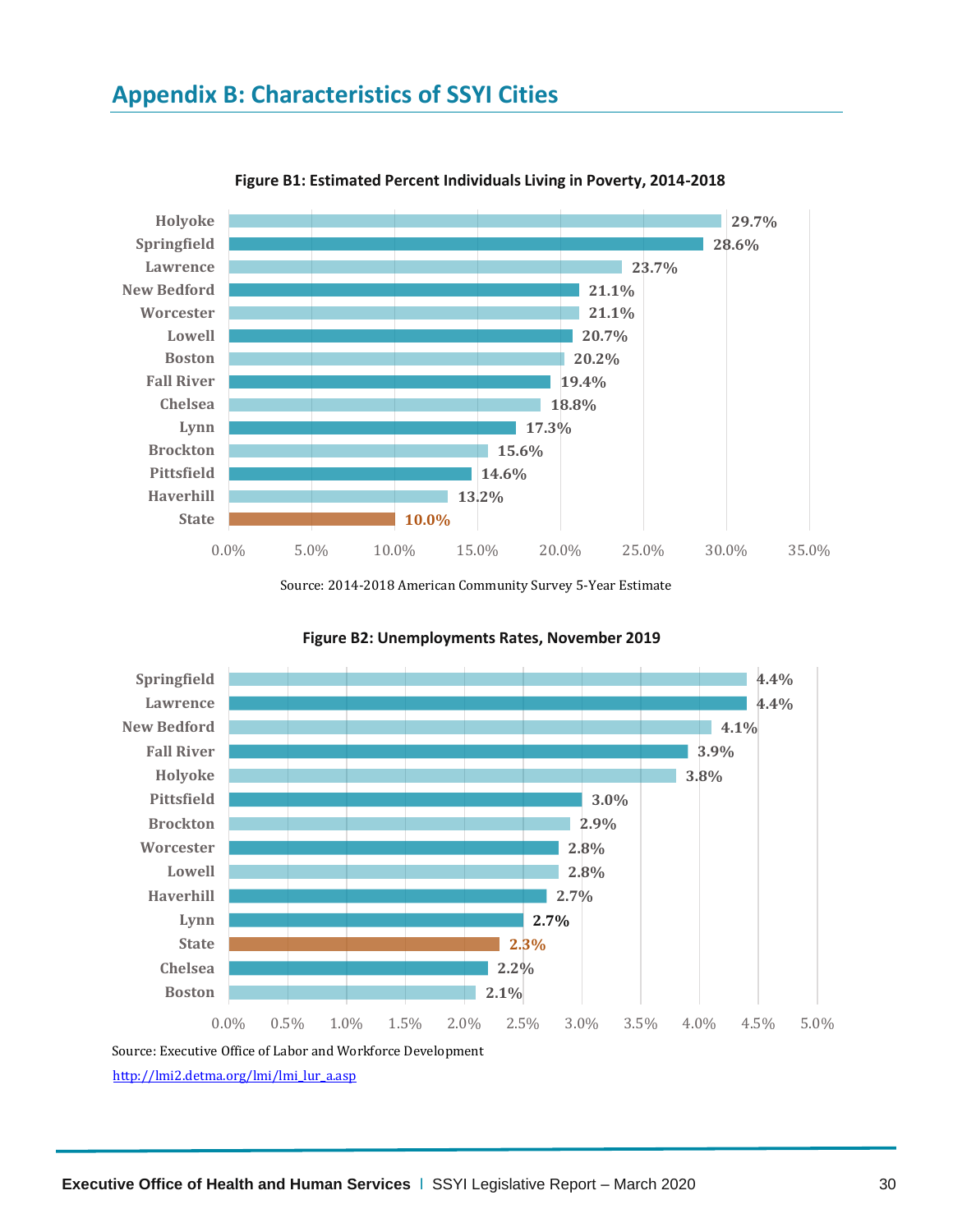# Appendix B: Characteristics of SSYI Cities

**Figure B1: Estimated Percent Individuals Living in Poverty, 2014-2018**

| City | Percent |
|---|---|
| Holyoke | 29.7% |
| Springfield | 28.6% |
| Lawrence | 23.7% |
| New Bedford | 21.1% |
| Worcester | 21.1% |
| Lowell | 20.7% |
| Boston | 20.2% |
| Fall River | 19.4% |
| Chelsea | 18.8% |
| Lynn | 17.3% |
| Brockton | 15.6% |
| Pittsfield | 14.6% |
| Haverhill | 13.2% |
| State | 10.0% |

Source: 2014-2018 American Community Survey 5-Year Estimate

**Figure B2: Unemployments Rates, November 2019**

| City | Rate |
|---|---|
| Springfield | 4.4% |
| Lawrence | 4.4% |
| New Bedford | 4.1% |
| Fall River | 3.9% |
| Holyoke | 3.8% |
| Pittsfield | 3.0% |
| Brockton | 2.9% |
| Worcester | 2.8% |
| Lowell | 2.8% |
| Haverhill | 2.7% |
| Lynn | 2.7% |
| State | 2.3% |
| Chelsea | 2.2% |
| Boston | 2.1% |

Source: Executive Office of Labor and Workforce Development

http://lmi2.detma.org/lmi/lmi_lur_a.asp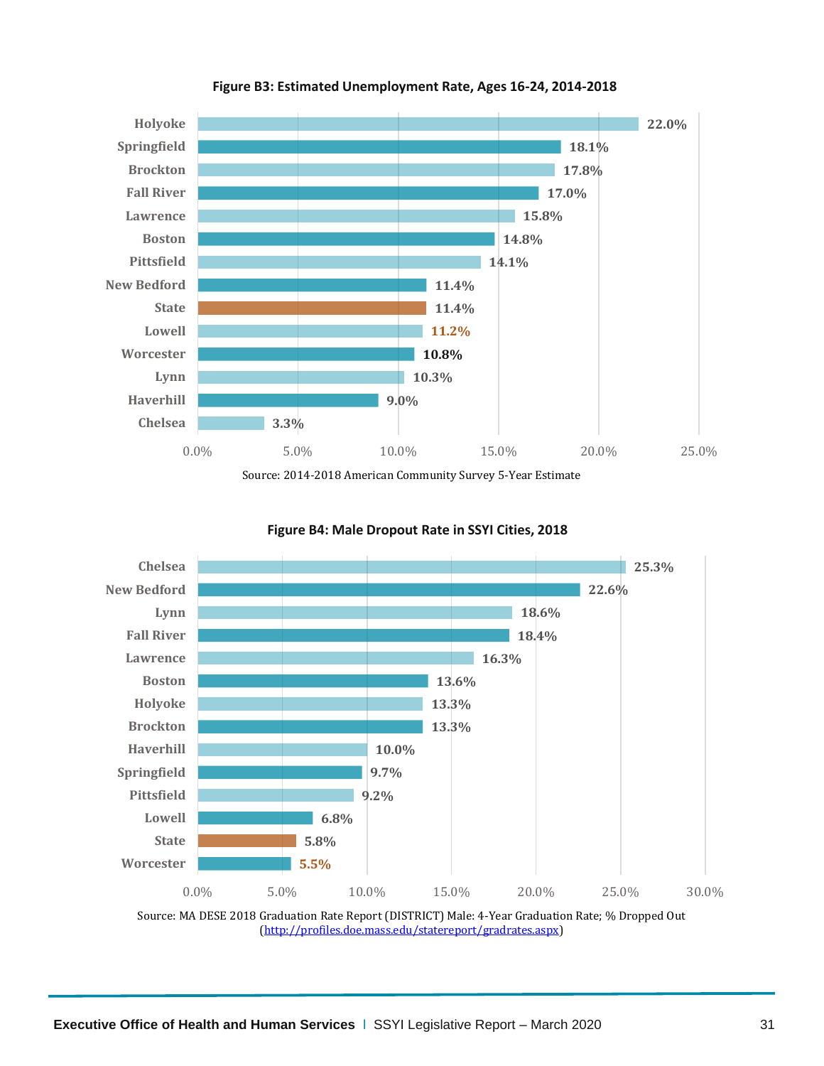**Figure B3: Estimated Unemployment Rate, Ages 16-24, 2014-2018**

| City | Unemployment Rate |
|---|---|
| Holyoke | 22.0% |
| Springfield | 18.1% |
| Brockton | 17.8% |
| Fall River | 17.0% |
| Lawrence | 15.8% |
| Boston | 14.8% |
| Pittsfield | 14.1% |
| New Bedford | 11.4% |
| State | 11.4% |
| Lowell | 11.2% |
| Worcester | 10.8% |
| Lynn | 10.3% |
| Haverhill | 9.0% |
| Chelsea | 3.3% |

Source: 2014-2018 American Community Survey 5-Year Estimate

**Figure B4: Male Dropout Rate in SSYI Cities, 2018**

| City | Male Dropout Rate |
|---|---|
| Chelsea | 25.3% |
| New Bedford | 22.6% |
| Lynn | 18.6% |
| Fall River | 18.4% |
| Lawrence | 16.3% |
| Boston | 13.6% |
| Holyoke | 13.3% |
| Brockton | 13.3% |
| Haverhill | 10.0% |
| Springfield | 9.7% |
| Pittsfield | 9.2% |
| Lowell | 6.8% |
| State | 5.8% |
| Worcester | 5.5% |

Source: MA DESE 2018 Graduation Rate Report (DISTRICT) Male: 4-Year Graduation Rate; % Dropped Out (http://profiles.doe.mass.edu/statereport/gradrates.aspx)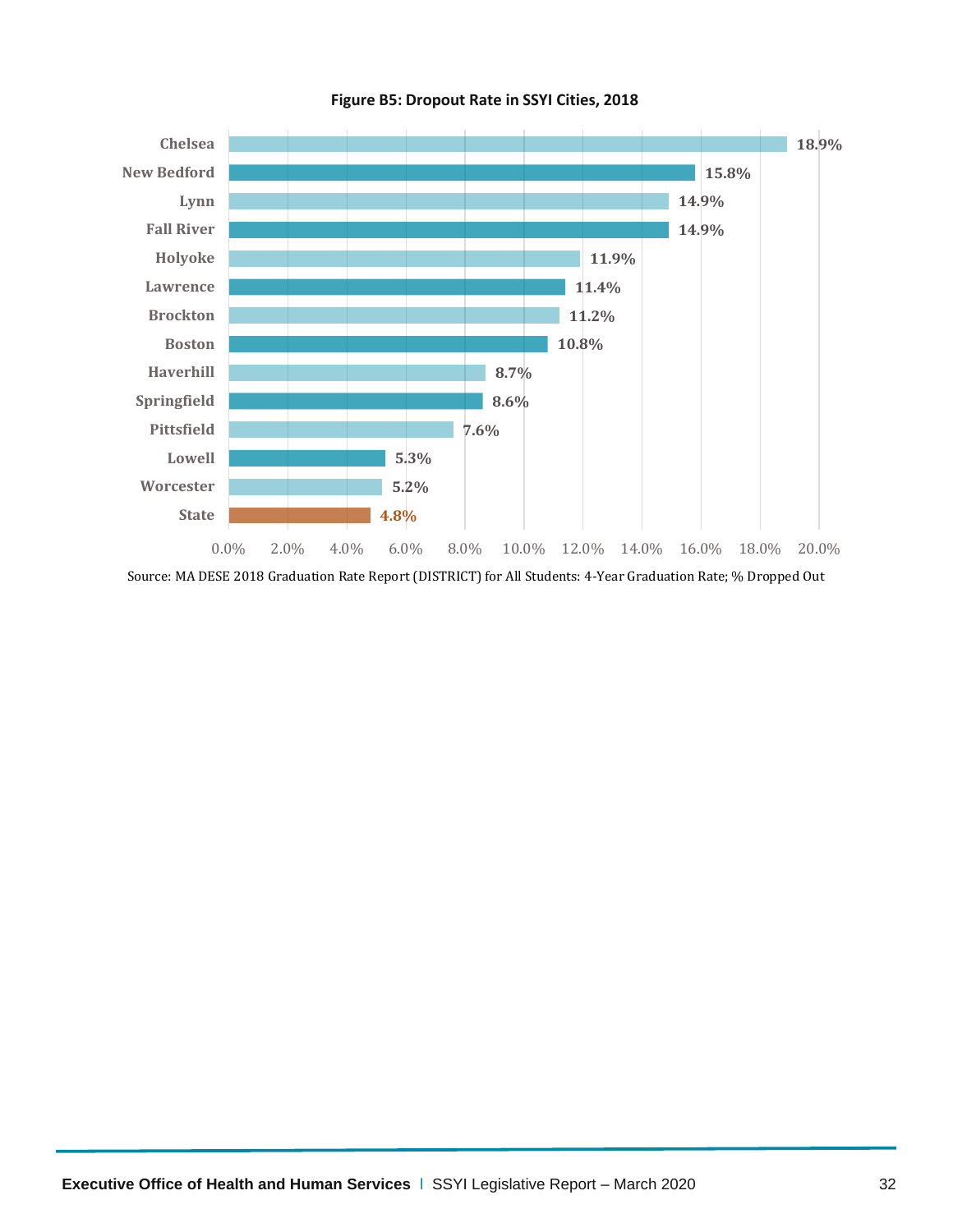**Figure B5: Dropout Rate in SSYI Cities, 2018**

| City | Dropout Rate |
|---|---|
| Chelsea | 18.9% |
| New Bedford | 15.8% |
| Lynn | 14.9% |
| Fall River | 14.9% |
| Holyoke | 11.9% |
| Lawrence | 11.4% |
| Brockton | 11.2% |
| Boston | 10.8% |
| Haverhill | 8.7% |
| Springfield | 8.6% |
| Pittsfield | 7.6% |
| Lowell | 5.3% |
| Worcester | 5.2% |
| State | 4.8% |

Source: MA DESE 2018 Graduation Rate Report (DISTRICT) for All Students: 4-Year Graduation Rate; % Dropped Out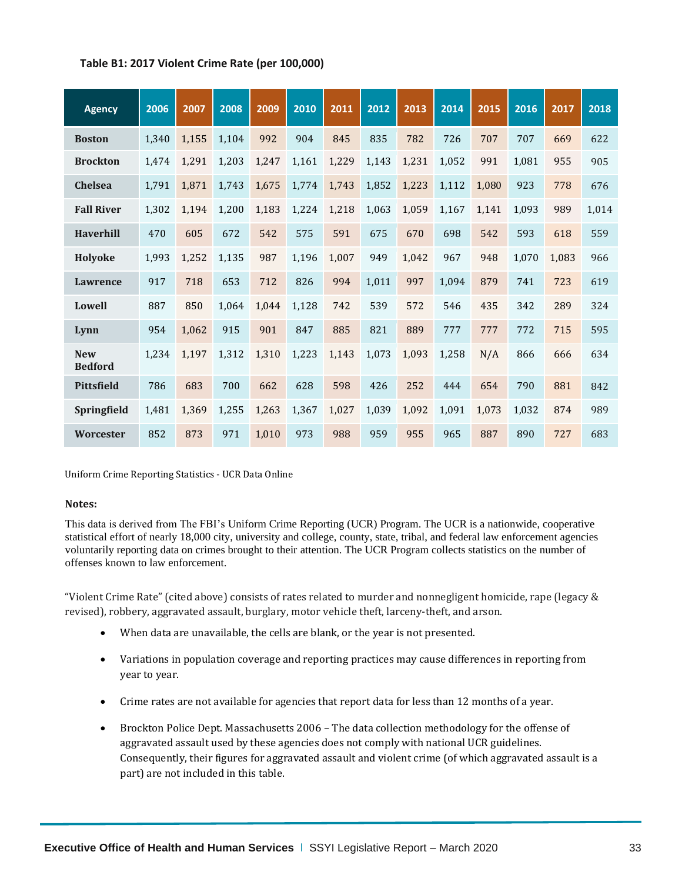**Table B1: 2017 Violent Crime Rate (per 100,000)**

| Agency | 2006 | 2007 | 2008 | 2009 | 2010 | 2011 | 2012 | 2013 | 2014 | 2015 | 2016 | 2017 | 2018 |
|---|---|---|---|---|---|---|---|---|---|---|---|---|---|
| **Boston** | 1,340 | 1,155 | 1,104 | 992 | 904 | 845 | 835 | 782 | 726 | 707 | 707 | 669 | 622 |
| **Brockton** | 1,474 | 1,291 | 1,203 | 1,247 | 1,161 | 1,229 | 1,143 | 1,231 | 1,052 | 991 | 1,081 | 955 | 905 |
| **Chelsea** | 1,791 | 1,871 | 1,743 | 1,675 | 1,774 | 1,743 | 1,852 | 1,223 | 1,112 | 1,080 | 923 | 778 | 676 |
| **Fall River** | 1,302 | 1,194 | 1,200 | 1,183 | 1,224 | 1,218 | 1,063 | 1,059 | 1,167 | 1,141 | 1,093 | 989 | 1,014 |
| **Haverhill** | 470 | 605 | 672 | 542 | 575 | 591 | 675 | 670 | 698 | 542 | 593 | 618 | 559 |
| **Holyoke** | 1,993 | 1,252 | 1,135 | 987 | 1,196 | 1,007 | 949 | 1,042 | 967 | 948 | 1,070 | 1,083 | 966 |
| **Lawrence** | 917 | 718 | 653 | 712 | 826 | 994 | 1,011 | 997 | 1,094 | 879 | 741 | 723 | 619 |
| **Lowell** | 887 | 850 | 1,064 | 1,044 | 1,128 | 742 | 539 | 572 | 546 | 435 | 342 | 289 | 324 |
| **Lynn** | 954 | 1,062 | 915 | 901 | 847 | 885 | 821 | 889 | 777 | 777 | 772 | 715 | 595 |
| **New Bedford** | 1,234 | 1,197 | 1,312 | 1,310 | 1,223 | 1,143 | 1,073 | 1,093 | 1,258 | N/A | 866 | 666 | 634 |
| **Pittsfield** | 786 | 683 | 700 | 662 | 628 | 598 | 426 | 252 | 444 | 654 | 790 | 881 | 842 |
| **Springfield** | 1,481 | 1,369 | 1,255 | 1,263 | 1,367 | 1,027 | 1,039 | 1,092 | 1,091 | 1,073 | 1,032 | 874 | 989 |
| **Worcester** | 852 | 873 | 971 | 1,010 | 973 | 988 | 959 | 955 | 965 | 887 | 890 | 727 | 683 |

Uniform Crime Reporting Statistics - UCR Data Online

**Notes:**

This data is derived from The FBI's Uniform Crime Reporting (UCR) Program. The UCR is a nationwide, cooperative statistical effort of nearly 18,000 city, university and college, county, state, tribal, and federal law enforcement agencies voluntarily reporting data on crimes brought to their attention. The UCR Program collects statistics on the number of offenses known to law enforcement.

"Violent Crime Rate" (cited above) consists of rates related to murder and nonnegligent homicide, rape (legacy & revised), robbery, aggravated assault, burglary, motor vehicle theft, larceny-theft, and arson.

- When data are unavailable, the cells are blank, or the year is not presented.
- Variations in population coverage and reporting practices may cause differences in reporting from year to year.
- Crime rates are not available for agencies that report data for less than 12 months of a year.
- Brockton Police Dept. Massachusetts 2006 – The data collection methodology for the offense of aggravated assault used by these agencies does not comply with national UCR guidelines. Consequently, their figures for aggravated assault and violent crime (of which aggravated assault is a part) are not included in this table.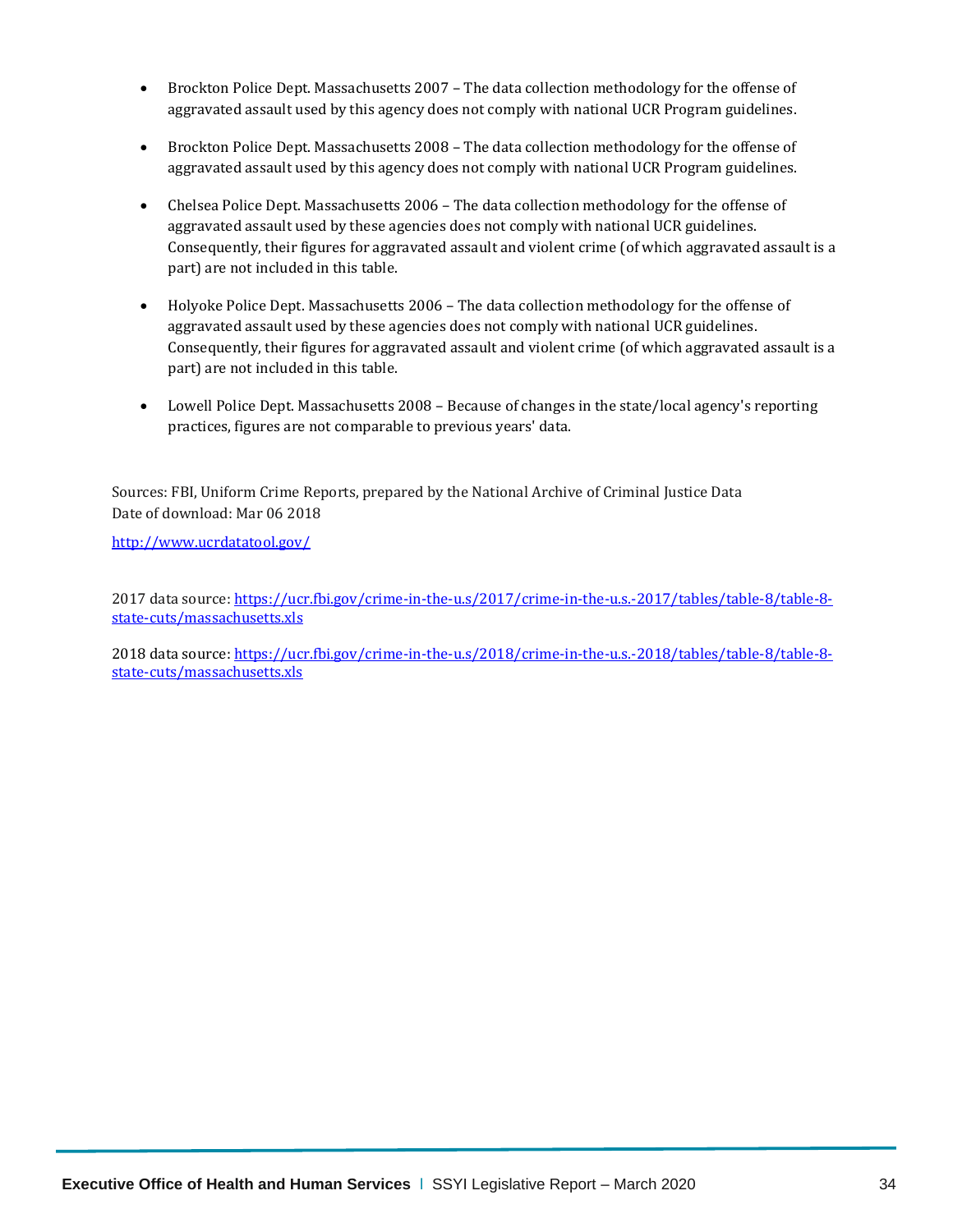- Brockton Police Dept. Massachusetts 2007 – The data collection methodology for the offense of aggravated assault used by this agency does not comply with national UCR Program guidelines.
- Brockton Police Dept. Massachusetts 2008 – The data collection methodology for the offense of aggravated assault used by this agency does not comply with national UCR Program guidelines.
- Chelsea Police Dept. Massachusetts 2006 – The data collection methodology for the offense of aggravated assault used by these agencies does not comply with national UCR guidelines. Consequently, their figures for aggravated assault and violent crime (of which aggravated assault is a part) are not included in this table.
- Holyoke Police Dept. Massachusetts 2006 – The data collection methodology for the offense of aggravated assault used by these agencies does not comply with national UCR guidelines. Consequently, their figures for aggravated assault and violent crime (of which aggravated assault is a part) are not included in this table.
- Lowell Police Dept. Massachusetts 2008 – Because of changes in the state/local agency's reporting practices, figures are not comparable to previous years' data.

Sources: FBI, Uniform Crime Reports, prepared by the National Archive of Criminal Justice Data
Date of download: Mar 06 2018

http://www.ucrdatatool.gov/

2017 data source: https://ucr.fbi.gov/crime-in-the-u.s/2017/crime-in-the-u.s.-2017/tables/table-8/table-8-state-cuts/massachusetts.xls

2018 data source: https://ucr.fbi.gov/crime-in-the-u.s/2018/crime-in-the-u.s.-2018/tables/table-8/table-8-state-cuts/massachusetts.xls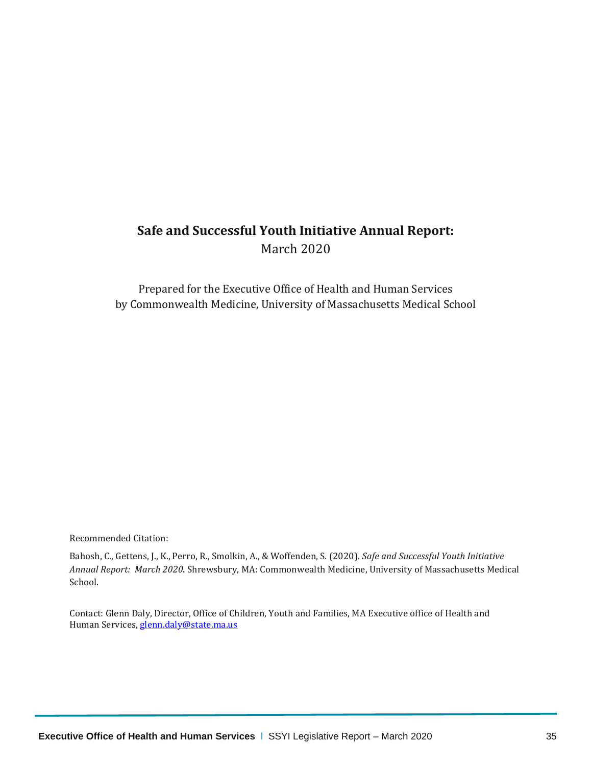**Safe and Successful Youth Initiative Annual Report:**
March 2020

Prepared for the Executive Office of Health and Human Services
by Commonwealth Medicine, University of Massachusetts Medical School

Recommended Citation:

Bahosh, C., Gettens, J., K., Perro, R., Smolkin, A., & Woffenden, S. (2020). *Safe and Successful Youth Initiative Annual Report: March 2020*. Shrewsbury, MA: Commonwealth Medicine, University of Massachusetts Medical School.

Contact: Glenn Daly, Director, Office of Children, Youth and Families, MA Executive office of Health and Human Services, glenn.daly@state.ma.us